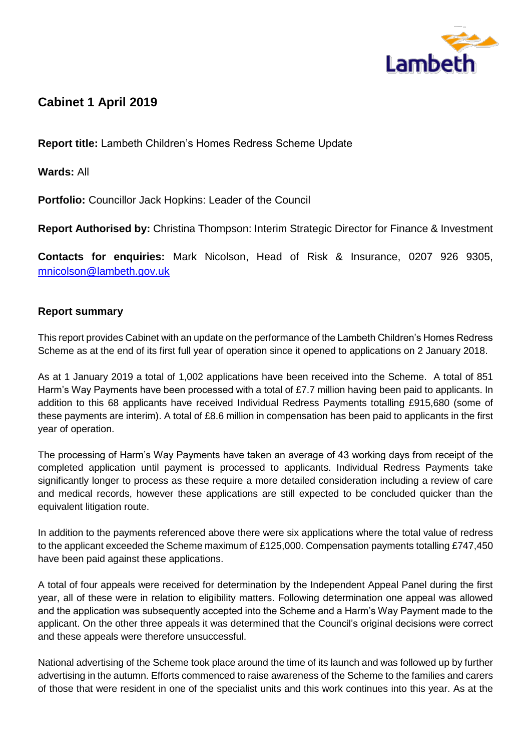Lambeth

## Cabinet 1 April 2019

**Report title:** Lambeth Children's Homes Redress Scheme Update

**Wards:** All

**Portfolio:** Councillor Jack Hopkins: Leader of the Council

**Report Authorised by:** Christina Thompson: Interim Strategic Director for Finance & Investment

**Contacts for enquiries:** Mark Nicolson, Head of Risk & Insurance, 0207 926 9305, mnicolson@lambeth.gov.uk

### Report summary

This report provides Cabinet with an update on the performance of the Lambeth Children's Homes Redress Scheme as at the end of its first full year of operation since it opened to applications on 2 January 2018.

As at 1 January 2019 a total of 1,002 applications have been received into the Scheme. A total of 851 Harm's Way Payments have been processed with a total of £7.7 million having been paid to applicants. In addition to this 68 applicants have received Individual Redress Payments totalling £915,680 (some of these payments are interim). A total of £8.6 million in compensation has been paid to applicants in the first year of operation.

The processing of Harm's Way Payments have taken an average of 43 working days from receipt of the completed application until payment is processed to applicants. Individual Redress Payments take significantly longer to process as these require a more detailed consideration including a review of care and medical records, however these applications are still expected to be concluded quicker than the equivalent litigation route.

In addition to the payments referenced above there were six applications where the total value of redress to the applicant exceeded the Scheme maximum of £125,000. Compensation payments totalling £747,450 have been paid against these applications.

A total of four appeals were received for determination by the Independent Appeal Panel during the first year, all of these were in relation to eligibility matters. Following determination one appeal was allowed and the application was subsequently accepted into the Scheme and a Harm's Way Payment made to the applicant. On the other three appeals it was determined that the Council's original decisions were correct and these appeals were therefore unsuccessful.

National advertising of the Scheme took place around the time of its launch and was followed up by further advertising in the autumn. Efforts commenced to raise awareness of the Scheme to the families and carers of those that were resident in one of the specialist units and this work continues into this year. As at the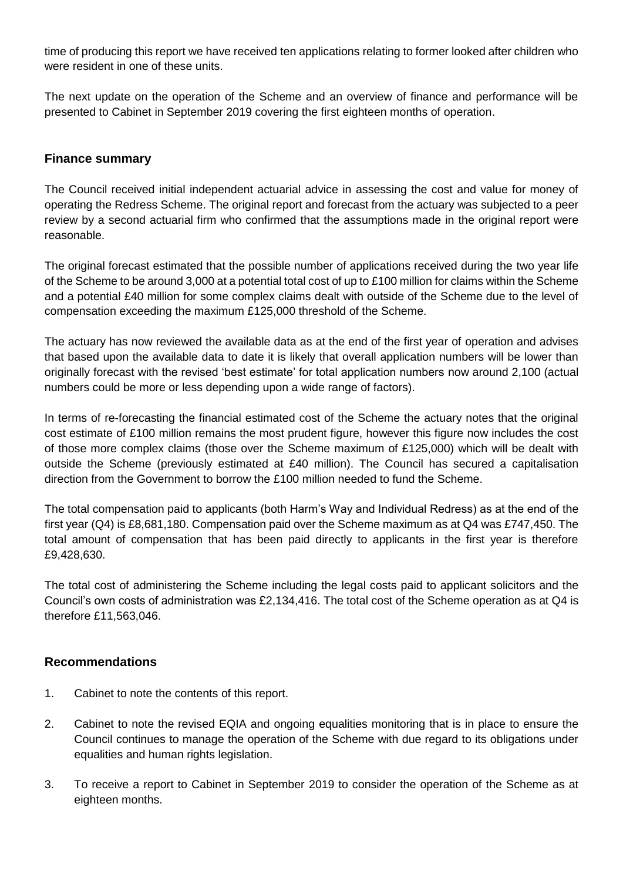time of producing this report we have received ten applications relating to former looked after children who were resident in one of these units.

The next update on the operation of the Scheme and an overview of finance and performance will be presented to Cabinet in September 2019 covering the first eighteen months of operation.

## Finance summary

The Council received initial independent actuarial advice in assessing the cost and value for money of operating the Redress Scheme. The original report and forecast from the actuary was subjected to a peer review by a second actuarial firm who confirmed that the assumptions made in the original report were reasonable.

The original forecast estimated that the possible number of applications received during the two year life of the Scheme to be around 3,000 at a potential total cost of up to £100 million for claims within the Scheme and a potential £40 million for some complex claims dealt with outside of the Scheme due to the level of compensation exceeding the maximum £125,000 threshold of the Scheme.

The actuary has now reviewed the available data as at the end of the first year of operation and advises that based upon the available data to date it is likely that overall application numbers will be lower than originally forecast with the revised 'best estimate' for total application numbers now around 2,100 (actual numbers could be more or less depending upon a wide range of factors).

In terms of re-forecasting the financial estimated cost of the Scheme the actuary notes that the original cost estimate of £100 million remains the most prudent figure, however this figure now includes the cost of those more complex claims (those over the Scheme maximum of £125,000) which will be dealt with outside the Scheme (previously estimated at £40 million). The Council has secured a capitalisation direction from the Government to borrow the £100 million needed to fund the Scheme.

The total compensation paid to applicants (both Harm's Way and Individual Redress) as at the end of the first year (Q4) is £8,681,180. Compensation paid over the Scheme maximum as at Q4 was £747,450. The total amount of compensation that has been paid directly to applicants in the first year is therefore £9,428,630.

The total cost of administering the Scheme including the legal costs paid to applicant solicitors and the Council's own costs of administration was £2,134,416. The total cost of the Scheme operation as at Q4 is therefore £11,563,046.

## Recommendations

1. Cabinet to note the contents of this report.
2. Cabinet to note the revised EQIA and ongoing equalities monitoring that is in place to ensure the Council continues to manage the operation of the Scheme with due regard to its obligations under equalities and human rights legislation.
3. To receive a report to Cabinet in September 2019 to consider the operation of the Scheme as at eighteen months.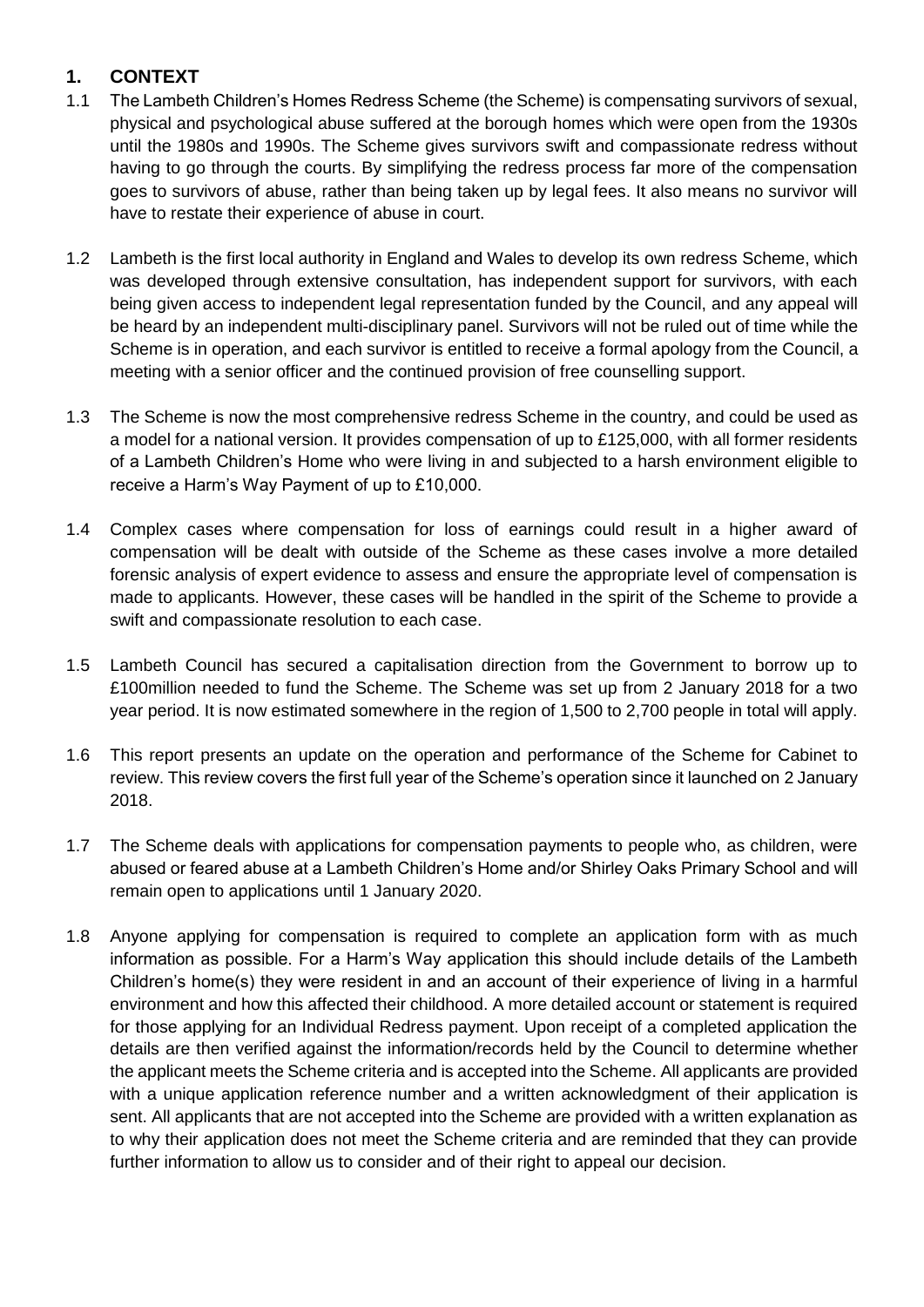## 1. CONTEXT

1.1 The Lambeth Children's Homes Redress Scheme (the Scheme) is compensating survivors of sexual, physical and psychological abuse suffered at the borough homes which were open from the 1930s until the 1980s and 1990s. The Scheme gives survivors swift and compassionate redress without having to go through the courts. By simplifying the redress process far more of the compensation goes to survivors of abuse, rather than being taken up by legal fees. It also means no survivor will have to restate their experience of abuse in court.

1.2 Lambeth is the first local authority in England and Wales to develop its own redress Scheme, which was developed through extensive consultation, has independent support for survivors, with each being given access to independent legal representation funded by the Council, and any appeal will be heard by an independent multi-disciplinary panel. Survivors will not be ruled out of time while the Scheme is in operation, and each survivor is entitled to receive a formal apology from the Council, a meeting with a senior officer and the continued provision of free counselling support.

1.3 The Scheme is now the most comprehensive redress Scheme in the country, and could be used as a model for a national version. It provides compensation of up to £125,000, with all former residents of a Lambeth Children's Home who were living in and subjected to a harsh environment eligible to receive a Harm's Way Payment of up to £10,000.

1.4 Complex cases where compensation for loss of earnings could result in a higher award of compensation will be dealt with outside of the Scheme as these cases involve a more detailed forensic analysis of expert evidence to assess and ensure the appropriate level of compensation is made to applicants. However, these cases will be handled in the spirit of the Scheme to provide a swift and compassionate resolution to each case.

1.5 Lambeth Council has secured a capitalisation direction from the Government to borrow up to £100million needed to fund the Scheme. The Scheme was set up from 2 January 2018 for a two year period. It is now estimated somewhere in the region of 1,500 to 2,700 people in total will apply.

1.6 This report presents an update on the operation and performance of the Scheme for Cabinet to review. This review covers the first full year of the Scheme's operation since it launched on 2 January 2018.

1.7 The Scheme deals with applications for compensation payments to people who, as children, were abused or feared abuse at a Lambeth Children's Home and/or Shirley Oaks Primary School and will remain open to applications until 1 January 2020.

1.8 Anyone applying for compensation is required to complete an application form with as much information as possible. For a Harm's Way application this should include details of the Lambeth Children's home(s) they were resident in and an account of their experience of living in a harmful environment and how this affected their childhood. A more detailed account or statement is required for those applying for an Individual Redress payment. Upon receipt of a completed application the details are then verified against the information/records held by the Council to determine whether the applicant meets the Scheme criteria and is accepted into the Scheme. All applicants are provided with a unique application reference number and a written acknowledgment of their application is sent. All applicants that are not accepted into the Scheme are provided with a written explanation as to why their application does not meet the Scheme criteria and are reminded that they can provide further information to allow us to consider and of their right to appeal our decision.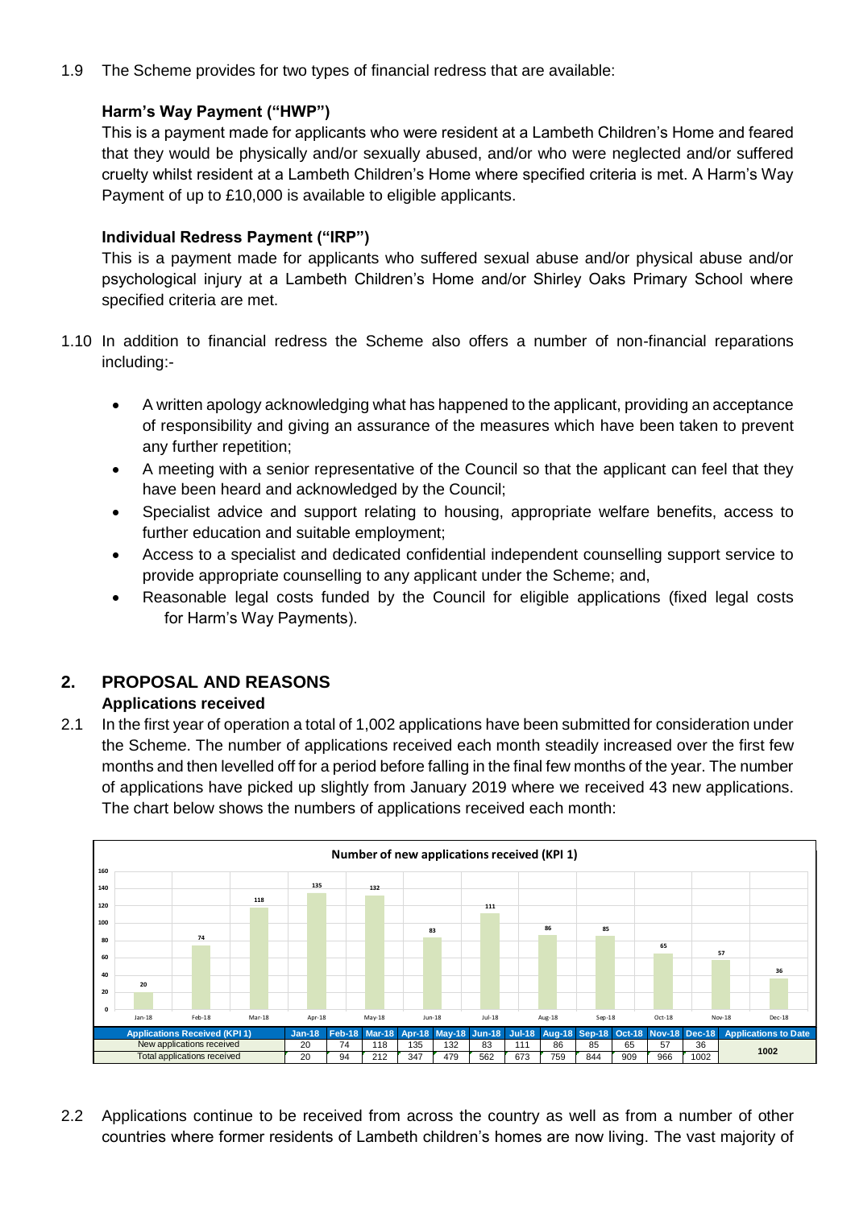1.9 The Scheme provides for two types of financial redress that are available:

**Harm's Way Payment ("HWP")**

This is a payment made for applicants who were resident at a Lambeth Children's Home and feared that they would be physically and/or sexually abused, and/or who were neglected and/or suffered cruelty whilst resident at a Lambeth Children's Home where specified criteria is met. A Harm's Way Payment of up to £10,000 is available to eligible applicants.

**Individual Redress Payment ("IRP")**

This is a payment made for applicants who suffered sexual abuse and/or physical abuse and/or psychological injury at a Lambeth Children's Home and/or Shirley Oaks Primary School where specified criteria are met.

1.10 In addition to financial redress the Scheme also offers a number of non-financial reparations including:-

- A written apology acknowledging what has happened to the applicant, providing an acceptance of responsibility and giving an assurance of the measures which have been taken to prevent any further repetition;
- A meeting with a senior representative of the Council so that the applicant can feel that they have been heard and acknowledged by the Council;
- Specialist advice and support relating to housing, appropriate welfare benefits, access to further education and suitable employment;
- Access to a specialist and dedicated confidential independent counselling support service to provide appropriate counselling to any applicant under the Scheme; and,
- Reasonable legal costs funded by the Council for eligible applications (fixed legal costs for Harm's Way Payments).

## 2. PROPOSAL AND REASONS

### Applications received

2.1 In the first year of operation a total of 1,002 applications have been submitted for consideration under the Scheme. The number of applications received each month steadily increased over the first few months and then levelled off for a period before falling in the final few months of the year. The number of applications have picked up slightly from January 2019 where we received 43 new applications. The chart below shows the numbers of applications received each month:

**Number of new applications received (KPI 1)**

| Applications Received (KPI 1) | Jan-18 | Feb-18 | Mar-18 | Apr-18 | May-18 | Jun-18 | Jul-18 | Aug-18 | Sep-18 | Oct-18 | Nov-18 | Dec-18 | Applications to Date |
|---|---|---|---|---|---|---|---|---|---|---|---|---|---|
| New applications received | 20 | 74 | 118 | 135 | 132 | 83 | 111 | 86 | 85 | 65 | 57 | 36 | 1002 |
| Total applications received | 20 | 94 | 212 | 347 | 479 | 562 | 673 | 759 | 844 | 909 | 966 | 1002 | |

2.2 Applications continue to be received from across the country as well as from a number of other countries where former residents of Lambeth children's homes are now living. The vast majority of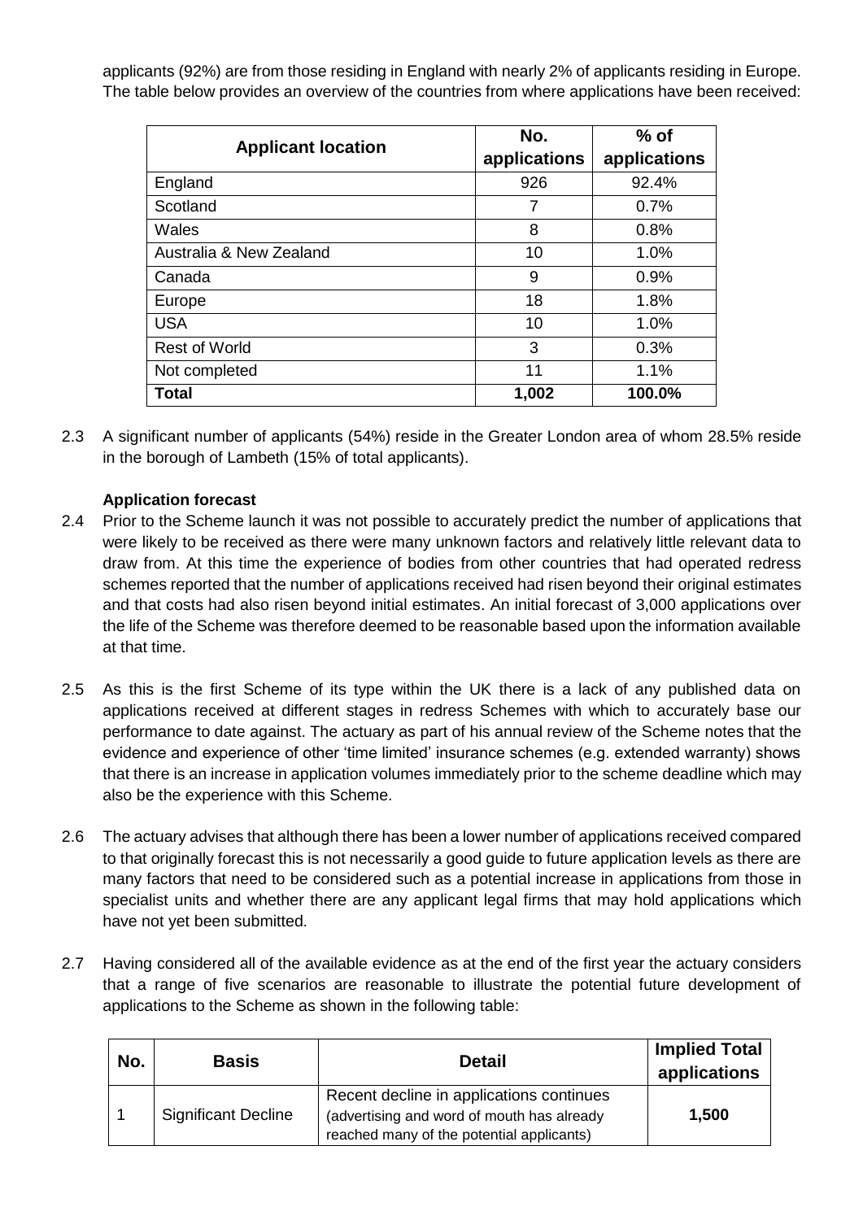applicants (92%) are from those residing in England with nearly 2% of applicants residing in Europe. The table below provides an overview of the countries from where applications have been received:

| Applicant location | No. applications | % of applications |
|---|---|---|
| England | 926 | 92.4% |
| Scotland | 7 | 0.7% |
| Wales | 8 | 0.8% |
| Australia & New Zealand | 10 | 1.0% |
| Canada | 9 | 0.9% |
| Europe | 18 | 1.8% |
| USA | 10 | 1.0% |
| Rest of World | 3 | 0.3% |
| Not completed | 11 | 1.1% |
| **Total** | **1,002** | **100.0%** |

2.3 A significant number of applicants (54%) reside in the Greater London area of whom 28.5% reside in the borough of Lambeth (15% of total applicants).

**Application forecast**

2.4 Prior to the Scheme launch it was not possible to accurately predict the number of applications that were likely to be received as there were many unknown factors and relatively little relevant data to draw from. At this time the experience of bodies from other countries that had operated redress schemes reported that the number of applications received had risen beyond their original estimates and that costs had also risen beyond initial estimates. An initial forecast of 3,000 applications over the life of the Scheme was therefore deemed to be reasonable based upon the information available at that time.

2.5 As this is the first Scheme of its type within the UK there is a lack of any published data on applications received at different stages in redress Schemes with which to accurately base our performance to date against. The actuary as part of his annual review of the Scheme notes that the evidence and experience of other 'time limited' insurance schemes (e.g. extended warranty) shows that there is an increase in application volumes immediately prior to the scheme deadline which may also be the experience with this Scheme.

2.6 The actuary advises that although there has been a lower number of applications received compared to that originally forecast this is not necessarily a good guide to future application levels as there are many factors that need to be considered such as a potential increase in applications from those in specialist units and whether there are any applicant legal firms that may hold applications which have not yet been submitted.

2.7 Having considered all of the available evidence as at the end of the first year the actuary considers that a range of five scenarios are reasonable to illustrate the potential future development of applications to the Scheme as shown in the following table:

| No. | Basis | Detail | Implied Total applications |
|---|---|---|---|
| 1 | Significant Decline | Recent decline in applications continues (advertising and word of mouth has already reached many of the potential applicants) | **1,500** |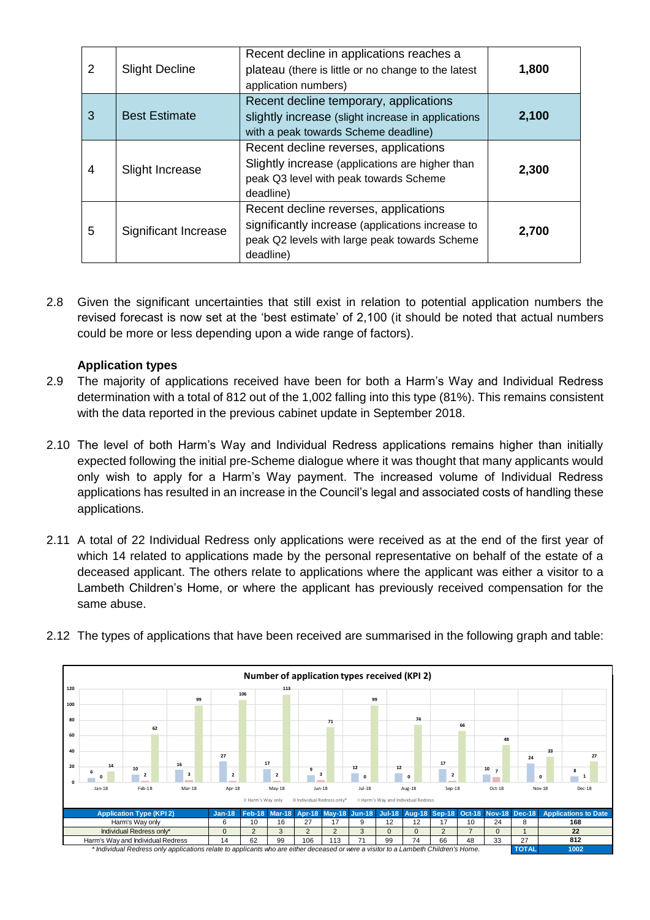| 2 | Slight Decline | Recent decline in applications reaches a plateau (there is little or no change to the latest application numbers) | 1,800 |
|---|---|---|---|
| 3 | Best Estimate | Recent decline temporary, applications slightly increase (slight increase in applications with a peak towards Scheme deadline) | 2,100 |
| 4 | Slight Increase | Recent decline reverses, applications Slightly increase (applications are higher than peak Q3 level with peak towards Scheme deadline) | 2,300 |
| 5 | Significant Increase | Recent decline reverses, applications significantly increase (applications increase to peak Q2 levels with large peak towards Scheme deadline) | 2,700 |

2.8 Given the significant uncertainties that still exist in relation to potential application numbers the revised forecast is now set at the 'best estimate' of 2,100 (it should be noted that actual numbers could be more or less depending upon a wide range of factors).

**Application types**

2.9 The majority of applications received have been for both a Harm's Way and Individual Redress determination with a total of 812 out of the 1,002 falling into this type (81%). This remains consistent with the data reported in the previous cabinet update in September 2018.

2.10 The level of both Harm's Way and Individual Redress applications remains higher than initially expected following the initial pre-Scheme dialogue where it was thought that many applicants would only wish to apply for a Harm's Way payment. The increased volume of Individual Redress applications has resulted in an increase in the Council's legal and associated costs of handling these applications.

2.11 A total of 22 Individual Redress only applications were received as at the end of the first year of which 14 related to applications made by the personal representative on behalf of the estate of a deceased applicant. The others relate to applications where the applicant was either a visitor to a Lambeth Children's Home, or where the applicant has previously received compensation for the same abuse.

2.12 The types of applications that have been received are summarised in the following graph and table:

**Number of application types received (KPI 2)**

| Application Type (KPI 2) | Jan-18 | Feb-18 | Mar-18 | Apr-18 | May-18 | Jun-18 | Jul-18 | Aug-18 | Sep-18 | Oct-18 | Nov-18 | Dec-18 | Applications to Date |
|---|---|---|---|---|---|---|---|---|---|---|---|---|---|
| Harm's Way only | 6 | 10 | 16 | 27 | 17 | 9 | 12 | 12 | 17 | 10 | 24 | 8 | 168 |
| Individual Redress only* | 0 | 2 | 3 | 2 | 2 | 3 | 0 | 0 | 2 | 7 | 0 | 1 | 22 |
| Harm's Way and Individual Redress | 14 | 62 | 99 | 106 | 113 | 71 | 99 | 74 | 66 | 48 | 33 | 27 | 812 |
| | | | | | | | | | | | | TOTAL | 1002 |

*\* Individual Redress only applications relate to applicants who are either deceased or were a visitor to a Lambeth Children's Home.*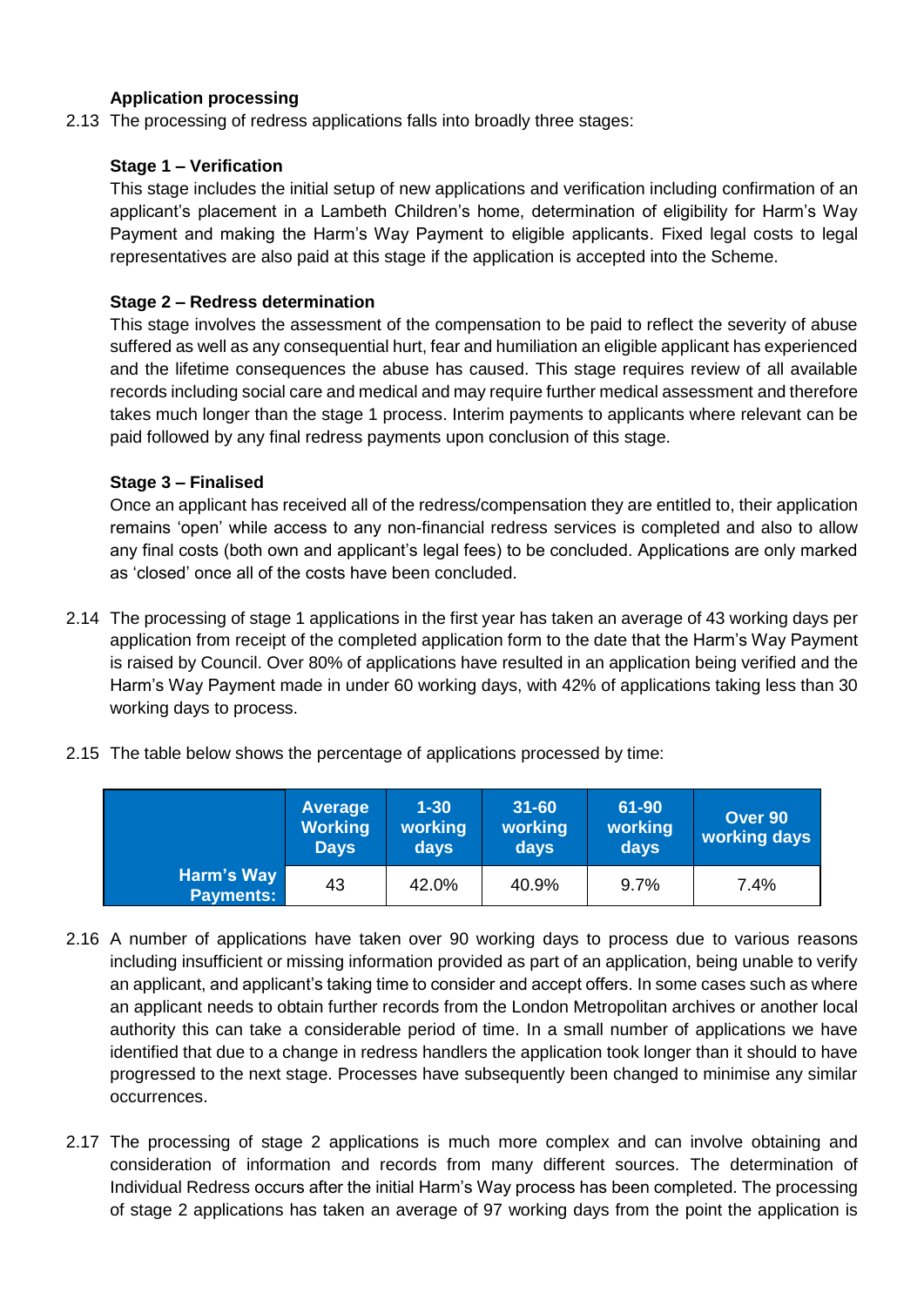**Application processing**

2.13 The processing of redress applications falls into broadly three stages:

**Stage 1 – Verification**

This stage includes the initial setup of new applications and verification including confirmation of an applicant's placement in a Lambeth Children's home, determination of eligibility for Harm's Way Payment and making the Harm's Way Payment to eligible applicants. Fixed legal costs to legal representatives are also paid at this stage if the application is accepted into the Scheme.

**Stage 2 – Redress determination**

This stage involves the assessment of the compensation to be paid to reflect the severity of abuse suffered as well as any consequential hurt, fear and humiliation an eligible applicant has experienced and the lifetime consequences the abuse has caused. This stage requires review of all available records including social care and medical and may require further medical assessment and therefore takes much longer than the stage 1 process. Interim payments to applicants where relevant can be paid followed by any final redress payments upon conclusion of this stage.

**Stage 3 – Finalised**

Once an applicant has received all of the redress/compensation they are entitled to, their application remains 'open' while access to any non-financial redress services is completed and also to allow any final costs (both own and applicant's legal fees) to be concluded. Applications are only marked as 'closed' once all of the costs have been concluded.

2.14 The processing of stage 1 applications in the first year has taken an average of 43 working days per application from receipt of the completed application form to the date that the Harm's Way Payment is raised by Council. Over 80% of applications have resulted in an application being verified and the Harm's Way Payment made in under 60 working days, with 42% of applications taking less than 30 working days to process.

2.15 The table below shows the percentage of applications processed by time:

| | Average Working Days | 1-30 working days | 31-60 working days | 61-90 working days | Over 90 working days |
|---|---|---|---|---|---|
| Harm's Way Payments: | 43 | 42.0% | 40.9% | 9.7% | 7.4% |

2.16 A number of applications have taken over 90 working days to process due to various reasons including insufficient or missing information provided as part of an application, being unable to verify an applicant, and applicant's taking time to consider and accept offers. In some cases such as where an applicant needs to obtain further records from the London Metropolitan archives or another local authority this can take a considerable period of time. In a small number of applications we have identified that due to a change in redress handlers the application took longer than it should to have progressed to the next stage. Processes have subsequently been changed to minimise any similar occurrences.

2.17 The processing of stage 2 applications is much more complex and can involve obtaining and consideration of information and records from many different sources. The determination of Individual Redress occurs after the initial Harm's Way process has been completed. The processing of stage 2 applications has taken an average of 97 working days from the point the application is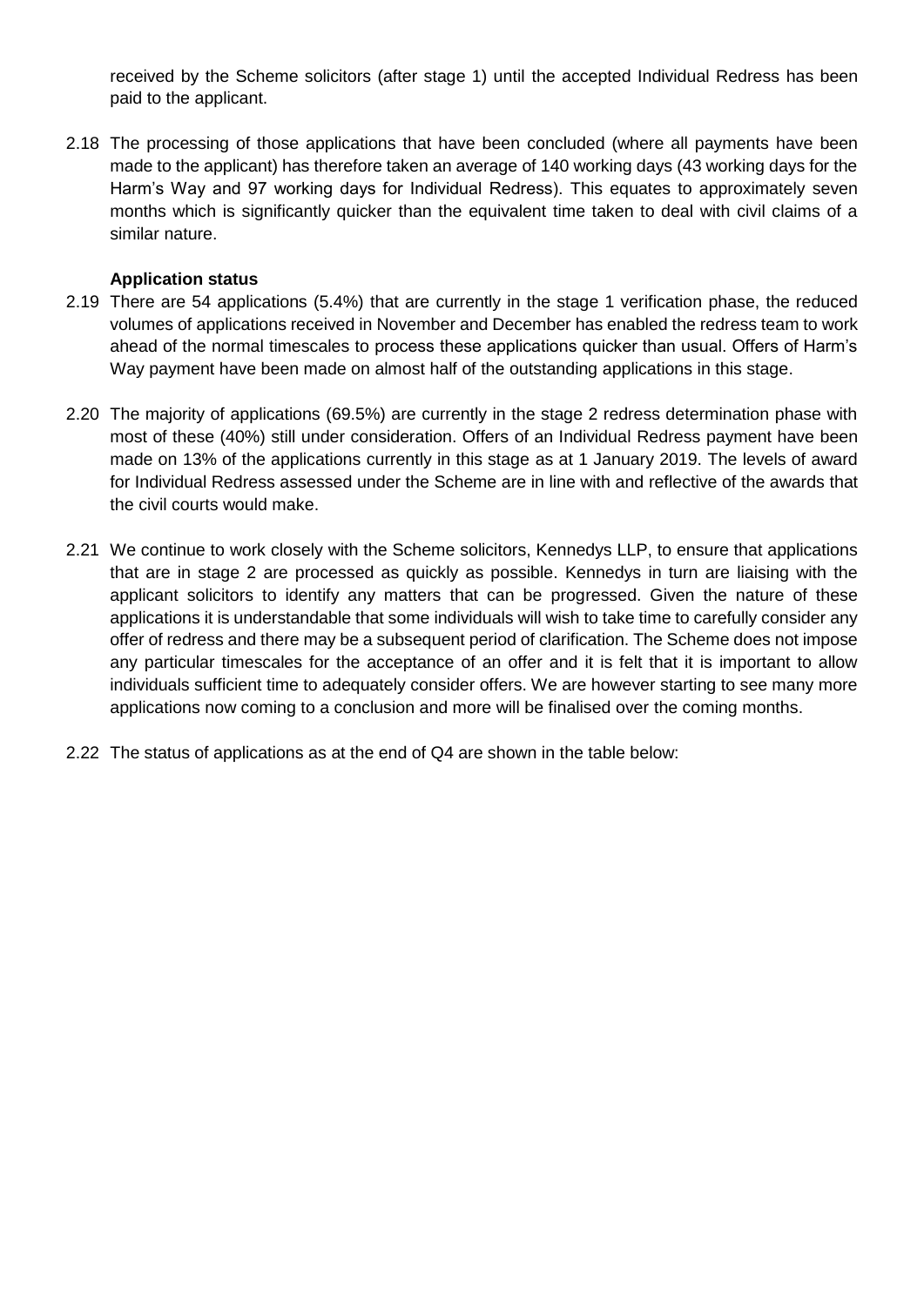received by the Scheme solicitors (after stage 1) until the accepted Individual Redress has been paid to the applicant.

2.18 The processing of those applications that have been concluded (where all payments have been made to the applicant) has therefore taken an average of 140 working days (43 working days for the Harm's Way and 97 working days for Individual Redress). This equates to approximately seven months which is significantly quicker than the equivalent time taken to deal with civil claims of a similar nature.

**Application status**

2.19 There are 54 applications (5.4%) that are currently in the stage 1 verification phase, the reduced volumes of applications received in November and December has enabled the redress team to work ahead of the normal timescales to process these applications quicker than usual. Offers of Harm's Way payment have been made on almost half of the outstanding applications in this stage.

2.20 The majority of applications (69.5%) are currently in the stage 2 redress determination phase with most of these (40%) still under consideration. Offers of an Individual Redress payment have been made on 13% of the applications currently in this stage as at 1 January 2019. The levels of award for Individual Redress assessed under the Scheme are in line with and reflective of the awards that the civil courts would make.

2.21 We continue to work closely with the Scheme solicitors, Kennedys LLP, to ensure that applications that are in stage 2 are processed as quickly as possible. Kennedys in turn are liaising with the applicant solicitors to identify any matters that can be progressed. Given the nature of these applications it is understandable that some individuals will wish to take time to carefully consider any offer of redress and there may be a subsequent period of clarification. The Scheme does not impose any particular timescales for the acceptance of an offer and it is felt that it is important to allow individuals sufficient time to adequately consider offers. We are however starting to see many more applications now coming to a conclusion and more will be finalised over the coming months.

2.22 The status of applications as at the end of Q4 are shown in the table below: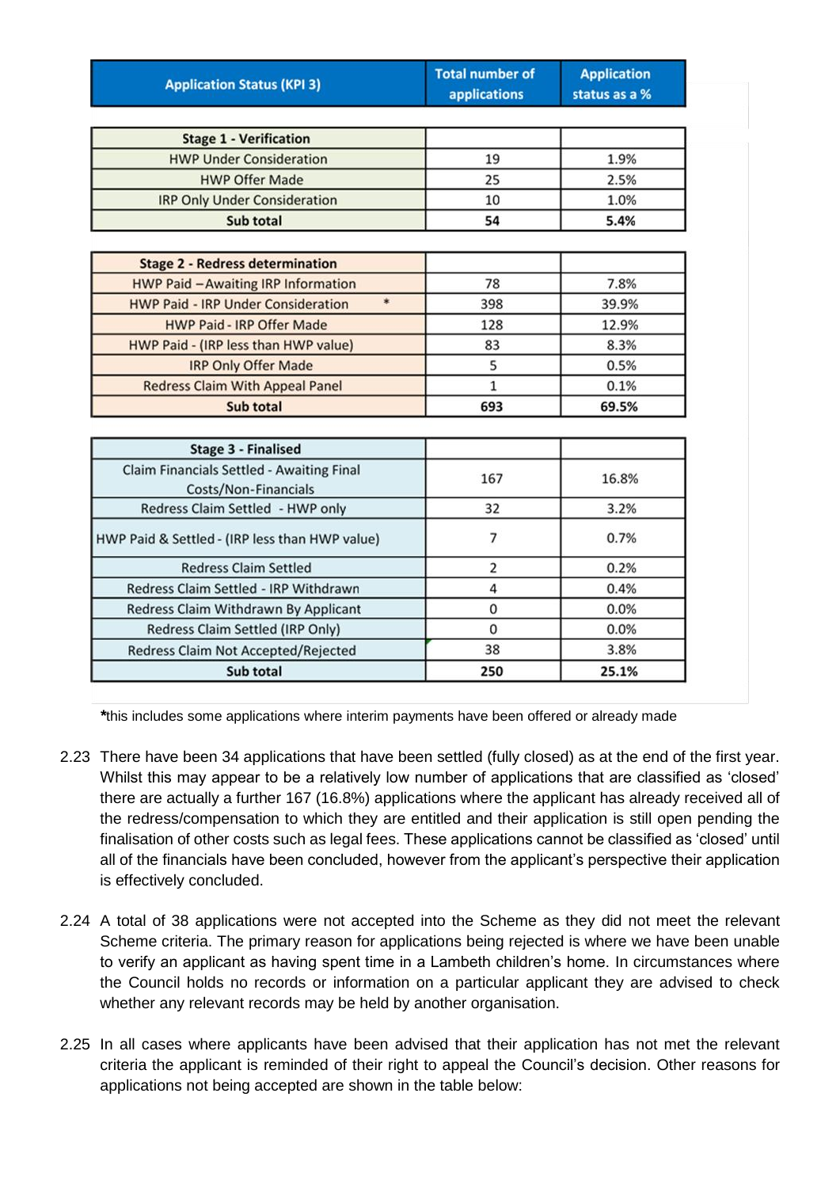| Application Status (KPI 3) | Total number of applications | Application status as a % |
|---|---|---|
| **Stage 1 - Verification** | | |
| HWP Under Consideration | 19 | 1.9% |
| HWP Offer Made | 25 | 2.5% |
| IRP Only Under Consideration | 10 | 1.0% |
| **Sub total** | **54** | **5.4%** |
| **Stage 2 - Redress determination** | | |
| HWP Paid – Awaiting IRP Information | 78 | 7.8% |
| HWP Paid - IRP Under Consideration * | 398 | 39.9% |
| HWP Paid - IRP Offer Made | 128 | 12.9% |
| HWP Paid - (IRP less than HWP value) | 83 | 8.3% |
| IRP Only Offer Made | 5 | 0.5% |
| Redress Claim With Appeal Panel | 1 | 0.1% |
| **Sub total** | **693** | **69.5%** |
| **Stage 3 - Finalised** | | |
| Claim Financials Settled - Awaiting Final Costs/Non-Financials | 167 | 16.8% |
| Redress Claim Settled - HWP only | 32 | 3.2% |
| HWP Paid & Settled - (IRP less than HWP value) | 7 | 0.7% |
| Redress Claim Settled | 2 | 0.2% |
| Redress Claim Settled - IRP Withdrawn | 4 | 0.4% |
| Redress Claim Withdrawn By Applicant | 0 | 0.0% |
| Redress Claim Settled (IRP Only) | 0 | 0.0% |
| Redress Claim Not Accepted/Rejected | 38 | 3.8% |
| **Sub total** | **250** | **25.1%** |

***this includes some applications where interim payments have been offered or already made

2.23 There have been 34 applications that have been settled (fully closed) as at the end of the first year. Whilst this may appear to be a relatively low number of applications that are classified as 'closed' there are actually a further 167 (16.8%) applications where the applicant has already received all of the redress/compensation to which they are entitled and their application is still open pending the finalisation of other costs such as legal fees. These applications cannot be classified as 'closed' until all of the financials have been concluded, however from the applicant's perspective their application is effectively concluded.

2.24 A total of 38 applications were not accepted into the Scheme as they did not meet the relevant Scheme criteria. The primary reason for applications being rejected is where we have been unable to verify an applicant as having spent time in a Lambeth children's home. In circumstances where the Council holds no records or information on a particular applicant they are advised to check whether any relevant records may be held by another organisation.

2.25 In all cases where applicants have been advised that their application has not met the relevant criteria the applicant is reminded of their right to appeal the Council's decision. Other reasons for applications not being accepted are shown in the table below: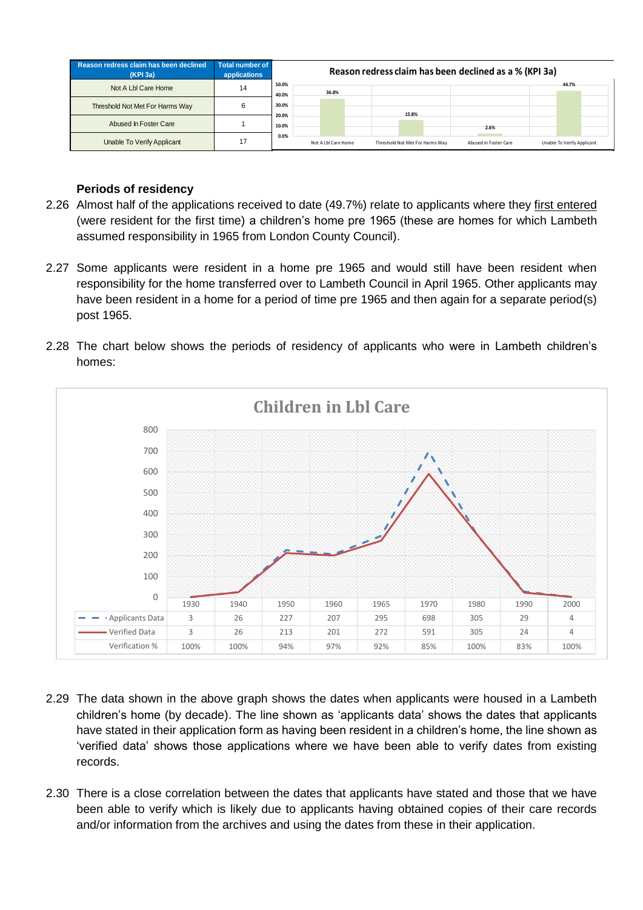| Reason redress claim has been declined (KPI 3a) | Total number of applications |
|---|---|
| Not A Lbl Care Home | 14 |
| Threshold Not Met For Harms Way | 6 |
| Abused In Foster Care | 1 |
| Unable To Verify Applicant | 17 |

**Reason redress claim has been declined as a % (KPI 3a)**

| Not A Lbl Care Home | Threshold Not Met For Harms Way | Abused In Foster Care | Unable To Verify Applicant |
|---|---|---|---|
| 36.8% | 15.8% | 2.6% | 44.7% |

### Periods of residency

2.26 Almost half of the applications received to date (49.7%) relate to applicants where they first entered (were resident for the first time) a children's home pre 1965 (these are homes for which Lambeth assumed responsibility in 1965 from London County Council).

2.27 Some applicants were resident in a home pre 1965 and would still have been resident when responsibility for the home transferred over to Lambeth Council in April 1965. Other applicants may have been resident in a home for a period of time pre 1965 and then again for a separate period(s) post 1965.

2.28 The chart below shows the periods of residency of applicants who were in Lambeth children's homes:

**Children in Lbl Care**

| | 1930 | 1940 | 1950 | 1960 | 1965 | 1970 | 1980 | 1990 | 2000 |
|---|---|---|---|---|---|---|---|---|---|
| Applicants Data | 3 | 26 | 227 | 207 | 295 | 698 | 305 | 29 | 4 |
| Verified Data | 3 | 26 | 213 | 201 | 272 | 591 | 305 | 24 | 4 |
| Verification % | 100% | 100% | 94% | 97% | 92% | 85% | 100% | 83% | 100% |

2.29 The data shown in the above graph shows the dates when applicants were housed in a Lambeth children's home (by decade). The line shown as 'applicants data' shows the dates that applicants have stated in their application form as having been resident in a children's home, the line shown as 'verified data' shows those applications where we have been able to verify dates from existing records.

2.30 There is a close correlation between the dates that applicants have stated and those that we have been able to verify which is likely due to applicants having obtained copies of their care records and/or information from the archives and using the dates from these in their application.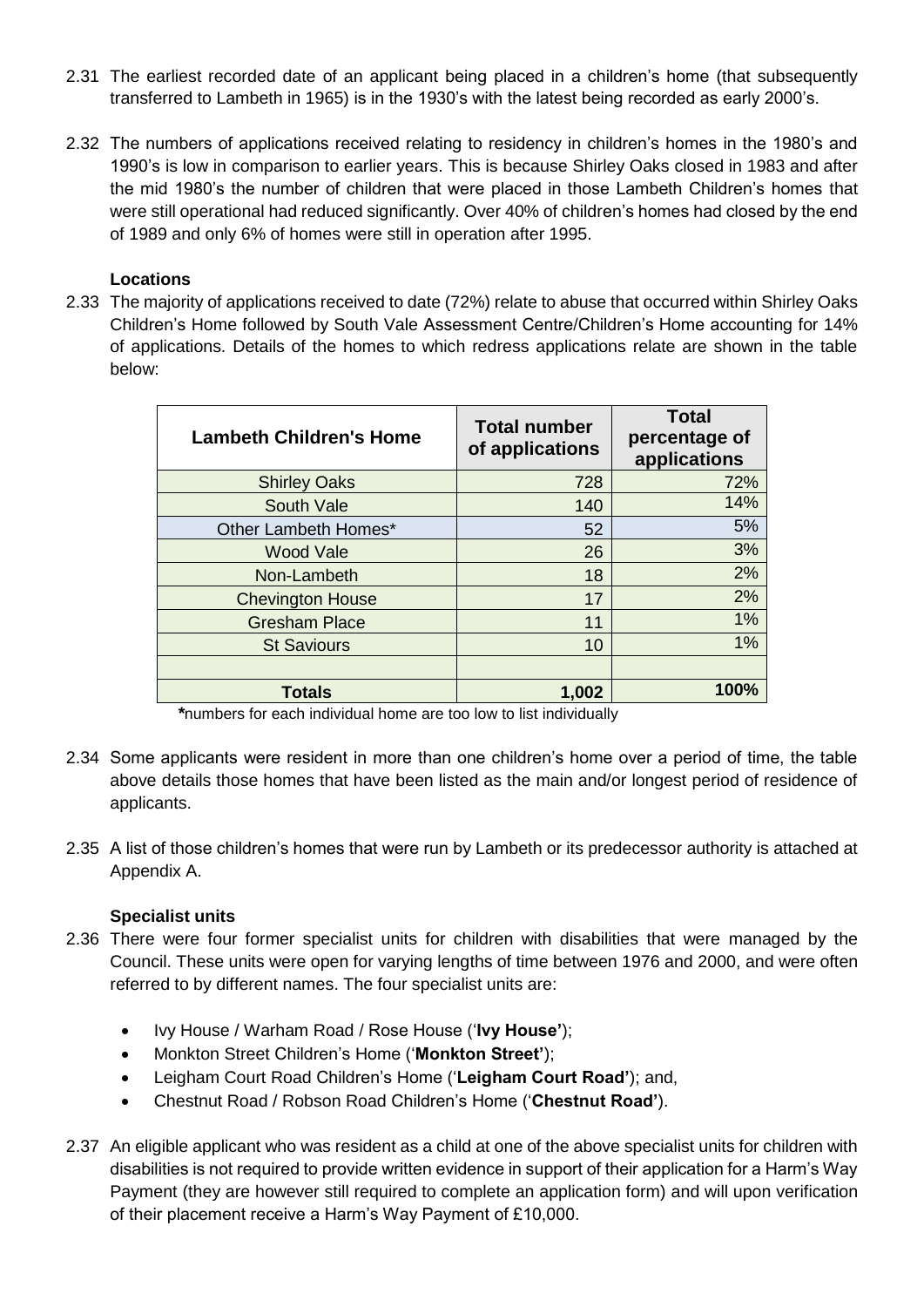2.31 The earliest recorded date of an applicant being placed in a children's home (that subsequently transferred to Lambeth in 1965) is in the 1930's with the latest being recorded as early 2000's.

2.32 The numbers of applications received relating to residency in children's homes in the 1980's and 1990's is low in comparison to earlier years. This is because Shirley Oaks closed in 1983 and after the mid 1980's the number of children that were placed in those Lambeth Children's homes that were still operational had reduced significantly. Over 40% of children's homes had closed by the end of 1989 and only 6% of homes were still in operation after 1995.

**Locations**

2.33 The majority of applications received to date (72%) relate to abuse that occurred within Shirley Oaks Children's Home followed by South Vale Assessment Centre/Children's Home accounting for 14% of applications. Details of the homes to which redress applications relate are shown in the table below:

| Lambeth Children's Home | Total number of applications | Total percentage of applications |
|---|---|---|
| Shirley Oaks | 728 | 72% |
| South Vale | 140 | 14% |
| Other Lambeth Homes* | 52 | 5% |
| Wood Vale | 26 | 3% |
| Non-Lambeth | 18 | 2% |
| Chevington House | 17 | 2% |
| Gresham Place | 11 | 1% |
| St Saviours | 10 | 1% |
| | | |
| **Totals** | **1,002** | **100%** |

***numbers for each individual home are too low to list individually

2.34 Some applicants were resident in more than one children's home over a period of time, the table above details those homes that have been listed as the main and/or longest period of residence of applicants.

2.35 A list of those children's homes that were run by Lambeth or its predecessor authority is attached at Appendix A.

**Specialist units**

2.36 There were four former specialist units for children with disabilities that were managed by the Council. These units were open for varying lengths of time between 1976 and 2000, and were often referred to by different names. The four specialist units are:

- Ivy House / Warham Road / Rose House ('**Ivy House'**);
- Monkton Street Children's Home ('**Monkton Street'**);
- Leigham Court Road Children's Home ('**Leigham Court Road'**); and,
- Chestnut Road / Robson Road Children's Home ('**Chestnut Road'**).

2.37 An eligible applicant who was resident as a child at one of the above specialist units for children with disabilities is not required to provide written evidence in support of their application for a Harm's Way Payment (they are however still required to complete an application form) and will upon verification of their placement receive a Harm's Way Payment of £10,000.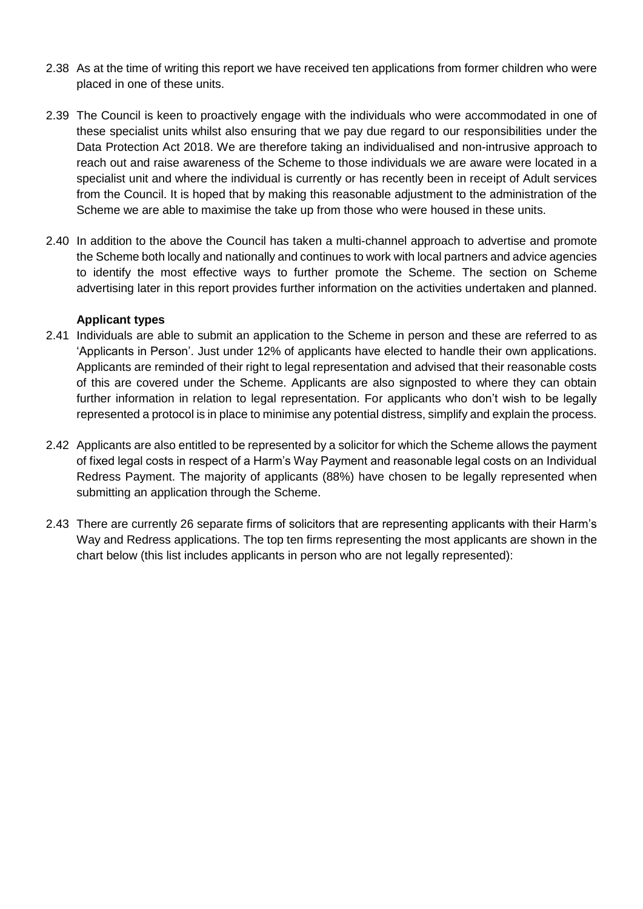2.38 As at the time of writing this report we have received ten applications from former children who were placed in one of these units.

2.39 The Council is keen to proactively engage with the individuals who were accommodated in one of these specialist units whilst also ensuring that we pay due regard to our responsibilities under the Data Protection Act 2018. We are therefore taking an individualised and non-intrusive approach to reach out and raise awareness of the Scheme to those individuals we are aware were located in a specialist unit and where the individual is currently or has recently been in receipt of Adult services from the Council. It is hoped that by making this reasonable adjustment to the administration of the Scheme we are able to maximise the take up from those who were housed in these units.

2.40 In addition to the above the Council has taken a multi-channel approach to advertise and promote the Scheme both locally and nationally and continues to work with local partners and advice agencies to identify the most effective ways to further promote the Scheme. The section on Scheme advertising later in this report provides further information on the activities undertaken and planned.

**Applicant types**

2.41 Individuals are able to submit an application to the Scheme in person and these are referred to as 'Applicants in Person'. Just under 12% of applicants have elected to handle their own applications. Applicants are reminded of their right to legal representation and advised that their reasonable costs of this are covered under the Scheme. Applicants are also signposted to where they can obtain further information in relation to legal representation. For applicants who don't wish to be legally represented a protocol is in place to minimise any potential distress, simplify and explain the process.

2.42 Applicants are also entitled to be represented by a solicitor for which the Scheme allows the payment of fixed legal costs in respect of a Harm's Way Payment and reasonable legal costs on an Individual Redress Payment. The majority of applicants (88%) have chosen to be legally represented when submitting an application through the Scheme.

2.43 There are currently 26 separate firms of solicitors that are representing applicants with their Harm's Way and Redress applications. The top ten firms representing the most applicants are shown in the chart below (this list includes applicants in person who are not legally represented):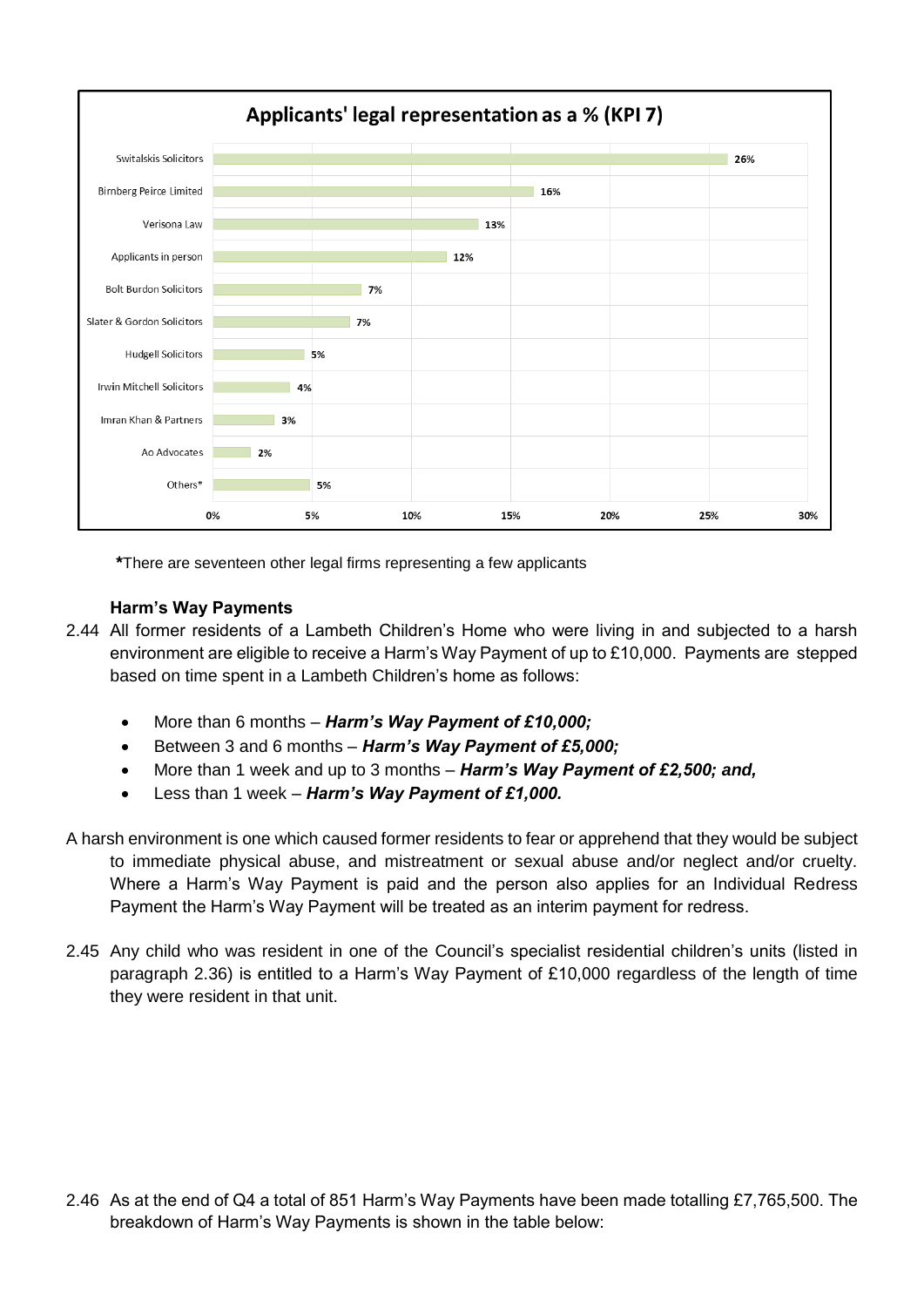**Applicants' legal representation as a % (KPI 7)**

| Legal representation | % |
|---|---|
| Switalskis Solicitors | 26% |
| Birnberg Peirce Limited | 16% |
| Verisona Law | 13% |
| Applicants in person | 12% |
| Bolt Burdon Solicitors | 7% |
| Slater & Gordon Solicitors | 7% |
| Hudgell Solicitors | 5% |
| Irwin Mitchell Solicitors | 4% |
| Imran Khan & Partners | 3% |
| Ao Advocates | 2% |
| Others* | 5% |

**\***There are seventeen other legal firms representing a few applicants

### Harm's Way Payments

2.44 All former residents of a Lambeth Children's Home who were living in and subjected to a harsh environment are eligible to receive a Harm's Way Payment of up to £10,000. Payments are stepped based on time spent in a Lambeth Children's home as follows:

- More than 6 months – ***Harm's Way Payment of £10,000;***
- Between 3 and 6 months – ***Harm's Way Payment of £5,000;***
- More than 1 week and up to 3 months – ***Harm's Way Payment of £2,500; and,***
- Less than 1 week – ***Harm's Way Payment of £1,000.***

A harsh environment is one which caused former residents to fear or apprehend that they would be subject to immediate physical abuse, and mistreatment or sexual abuse and/or neglect and/or cruelty. Where a Harm's Way Payment is paid and the person also applies for an Individual Redress Payment the Harm's Way Payment will be treated as an interim payment for redress.

2.45 Any child who was resident in one of the Council's specialist residential children's units (listed in paragraph 2.36) is entitled to a Harm's Way Payment of £10,000 regardless of the length of time they were resident in that unit.

2.46 As at the end of Q4 a total of 851 Harm's Way Payments have been made totalling £7,765,500. The breakdown of Harm's Way Payments is shown in the table below: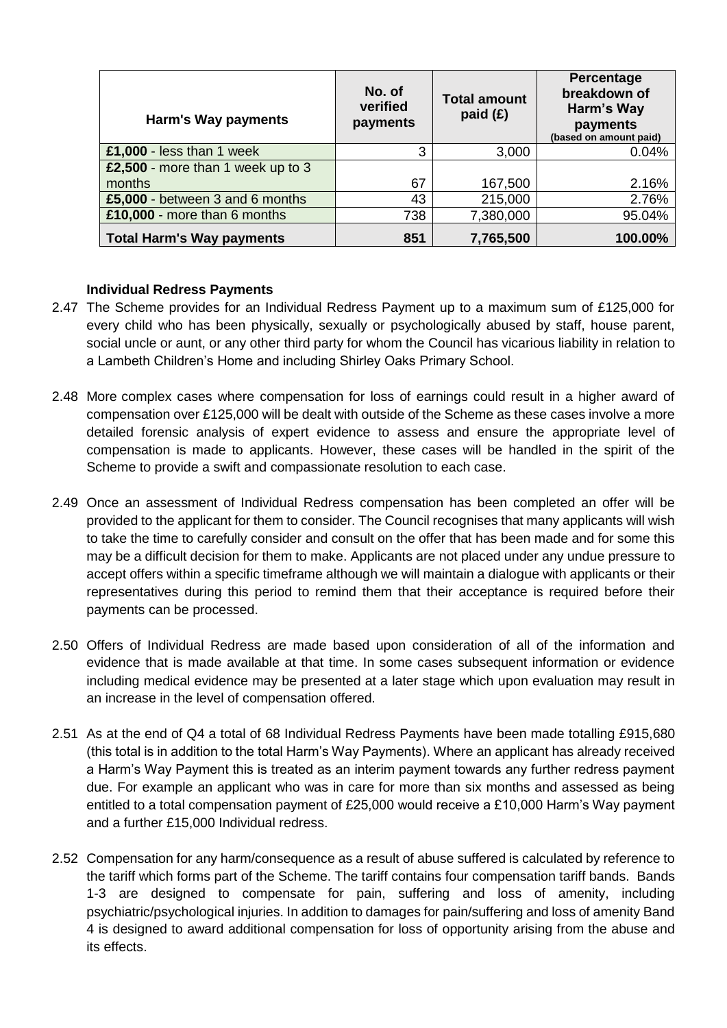| Harm's Way payments | No. of verified payments | Total amount paid (£) | Percentage breakdown of Harm's Way payments (based on amount paid) |
|---|---|---|---|
| **£1,000** - less than 1 week | 3 | 3,000 | 0.04% |
| **£2,500** - more than 1 week up to 3 months | 67 | 167,500 | 2.16% |
| **£5,000** - between 3 and 6 months | 43 | 215,000 | 2.76% |
| **£10,000** - more than 6 months | 738 | 7,380,000 | 95.04% |
| **Total Harm's Way payments** | **851** | **7,765,500** | **100.00%** |

**Individual Redress Payments**

2.47 The Scheme provides for an Individual Redress Payment up to a maximum sum of £125,000 for every child who has been physically, sexually or psychologically abused by staff, house parent, social uncle or aunt, or any other third party for whom the Council has vicarious liability in relation to a Lambeth Children's Home and including Shirley Oaks Primary School.

2.48 More complex cases where compensation for loss of earnings could result in a higher award of compensation over £125,000 will be dealt with outside of the Scheme as these cases involve a more detailed forensic analysis of expert evidence to assess and ensure the appropriate level of compensation is made to applicants. However, these cases will be handled in the spirit of the Scheme to provide a swift and compassionate resolution to each case.

2.49 Once an assessment of Individual Redress compensation has been completed an offer will be provided to the applicant for them to consider. The Council recognises that many applicants will wish to take the time to carefully consider and consult on the offer that has been made and for some this may be a difficult decision for them to make. Applicants are not placed under any undue pressure to accept offers within a specific timeframe although we will maintain a dialogue with applicants or their representatives during this period to remind them that their acceptance is required before their payments can be processed.

2.50 Offers of Individual Redress are made based upon consideration of all of the information and evidence that is made available at that time. In some cases subsequent information or evidence including medical evidence may be presented at a later stage which upon evaluation may result in an increase in the level of compensation offered.

2.51 As at the end of Q4 a total of 68 Individual Redress Payments have been made totalling £915,680 (this total is in addition to the total Harm's Way Payments). Where an applicant has already received a Harm's Way Payment this is treated as an interim payment towards any further redress payment due. For example an applicant who was in care for more than six months and assessed as being entitled to a total compensation payment of £25,000 would receive a £10,000 Harm's Way payment and a further £15,000 Individual redress.

2.52 Compensation for any harm/consequence as a result of abuse suffered is calculated by reference to the tariff which forms part of the Scheme. The tariff contains four compensation tariff bands. Bands 1-3 are designed to compensate for pain, suffering and loss of amenity, including psychiatric/psychological injuries. In addition to damages for pain/suffering and loss of amenity Band 4 is designed to award additional compensation for loss of opportunity arising from the abuse and its effects.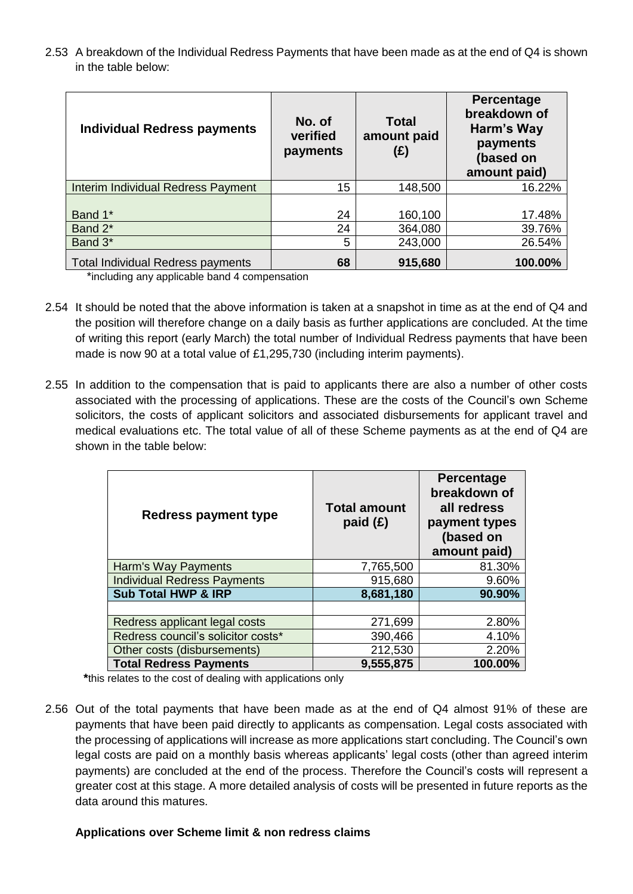2.53 A breakdown of the Individual Redress Payments that have been made as at the end of Q4 is shown in the table below:

| Individual Redress payments | No. of verified payments | Total amount paid (£) | Percentage breakdown of Harm's Way payments (based on amount paid) |
|---|---|---|---|
| Interim Individual Redress Payment | 15 | 148,500 | 16.22% |
| Band 1* | 24 | 160,100 | 17.48% |
| Band 2* | 24 | 364,080 | 39.76% |
| Band 3* | 5 | 243,000 | 26.54% |
| Total Individual Redress payments | **68** | **915,680** | **100.00%** |

*including any applicable band 4 compensation

2.54 It should be noted that the above information is taken at a snapshot in time as at the end of Q4 and the position will therefore change on a daily basis as further applications are concluded. At the time of writing this report (early March) the total number of Individual Redress payments that have been made is now 90 at a total value of £1,295,730 (including interim payments).

2.55 In addition to the compensation that is paid to applicants there are also a number of other costs associated with the processing of applications. These are the costs of the Council's own Scheme solicitors, the costs of applicant solicitors and associated disbursements for applicant travel and medical evaluations etc. The total value of all of these Scheme payments as at the end of Q4 are shown in the table below:

| Redress payment type | Total amount paid (£) | Percentage breakdown of all redress payment types (based on amount paid) |
|---|---|---|
| Harm's Way Payments | 7,765,500 | 81.30% |
| Individual Redress Payments | 915,680 | 9.60% |
| **Sub Total HWP & IRP** | **8,681,180** | **90.90%** |
| | | |
| Redress applicant legal costs | 271,699 | 2.80% |
| Redress council's solicitor costs* | 390,466 | 4.10% |
| Other costs (disbursements) | 212,530 | 2.20% |
| **Total Redress Payments** | **9,555,875** | **100.00%** |

**\***this relates to the cost of dealing with applications only

2.56 Out of the total payments that have been made as at the end of Q4 almost 91% of these are payments that have been paid directly to applicants as compensation. Legal costs associated with the processing of applications will increase as more applications start concluding. The Council's own legal costs are paid on a monthly basis whereas applicants' legal costs (other than agreed interim payments) are concluded at the end of the process. Therefore the Council's costs will represent a greater cost at this stage. A more detailed analysis of costs will be presented in future reports as the data around this matures.

**Applications over Scheme limit & non redress claims**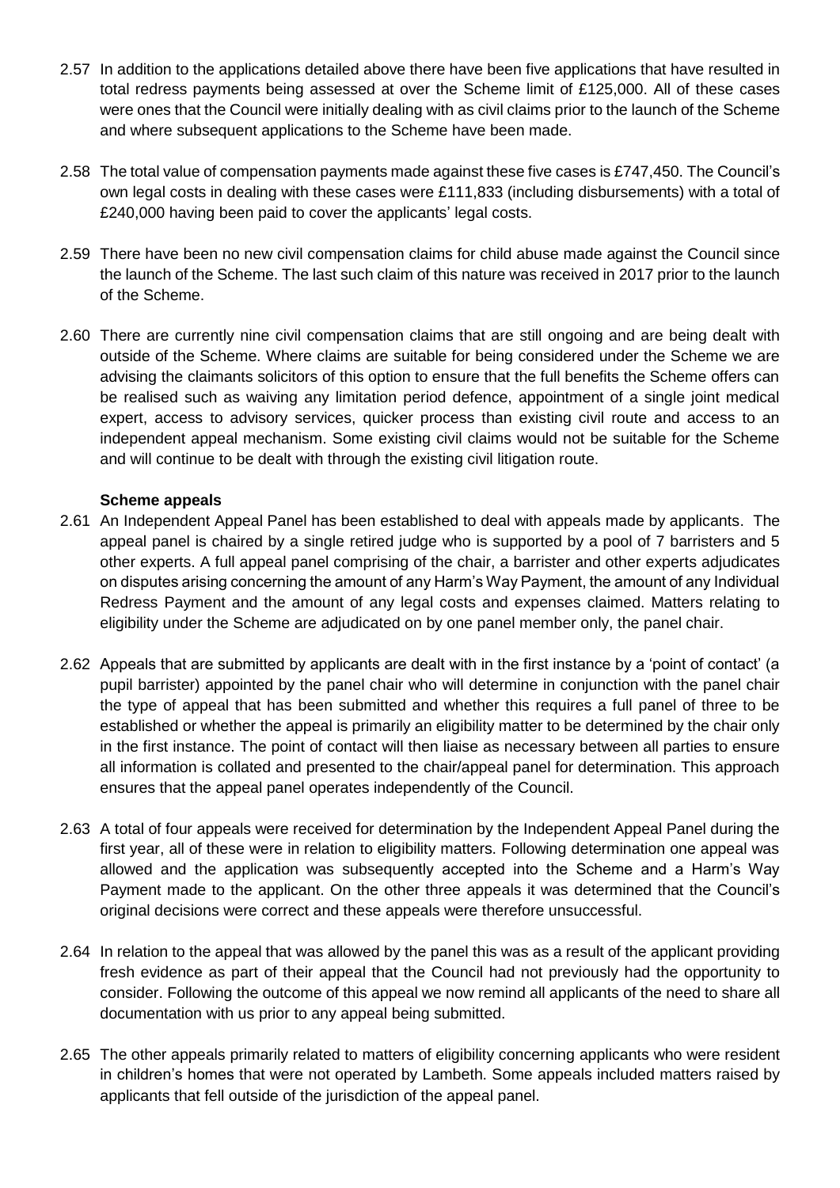2.57 In addition to the applications detailed above there have been five applications that have resulted in total redress payments being assessed at over the Scheme limit of £125,000. All of these cases were ones that the Council were initially dealing with as civil claims prior to the launch of the Scheme and where subsequent applications to the Scheme have been made.

2.58 The total value of compensation payments made against these five cases is £747,450. The Council's own legal costs in dealing with these cases were £111,833 (including disbursements) with a total of £240,000 having been paid to cover the applicants' legal costs.

2.59 There have been no new civil compensation claims for child abuse made against the Council since the launch of the Scheme. The last such claim of this nature was received in 2017 prior to the launch of the Scheme.

2.60 There are currently nine civil compensation claims that are still ongoing and are being dealt with outside of the Scheme. Where claims are suitable for being considered under the Scheme we are advising the claimants solicitors of this option to ensure that the full benefits the Scheme offers can be realised such as waiving any limitation period defence, appointment of a single joint medical expert, access to advisory services, quicker process than existing civil route and access to an independent appeal mechanism. Some existing civil claims would not be suitable for the Scheme and will continue to be dealt with through the existing civil litigation route.

**Scheme appeals**

2.61 An Independent Appeal Panel has been established to deal with appeals made by applicants. The appeal panel is chaired by a single retired judge who is supported by a pool of 7 barristers and 5 other experts. A full appeal panel comprising of the chair, a barrister and other experts adjudicates on disputes arising concerning the amount of any Harm's Way Payment, the amount of any Individual Redress Payment and the amount of any legal costs and expenses claimed. Matters relating to eligibility under the Scheme are adjudicated on by one panel member only, the panel chair.

2.62 Appeals that are submitted by applicants are dealt with in the first instance by a 'point of contact' (a pupil barrister) appointed by the panel chair who will determine in conjunction with the panel chair the type of appeal that has been submitted and whether this requires a full panel of three to be established or whether the appeal is primarily an eligibility matter to be determined by the chair only in the first instance. The point of contact will then liaise as necessary between all parties to ensure all information is collated and presented to the chair/appeal panel for determination. This approach ensures that the appeal panel operates independently of the Council.

2.63 A total of four appeals were received for determination by the Independent Appeal Panel during the first year, all of these were in relation to eligibility matters. Following determination one appeal was allowed and the application was subsequently accepted into the Scheme and a Harm's Way Payment made to the applicant. On the other three appeals it was determined that the Council's original decisions were correct and these appeals were therefore unsuccessful.

2.64 In relation to the appeal that was allowed by the panel this was as a result of the applicant providing fresh evidence as part of their appeal that the Council had not previously had the opportunity to consider. Following the outcome of this appeal we now remind all applicants of the need to share all documentation with us prior to any appeal being submitted.

2.65 The other appeals primarily related to matters of eligibility concerning applicants who were resident in children's homes that were not operated by Lambeth. Some appeals included matters raised by applicants that fell outside of the jurisdiction of the appeal panel.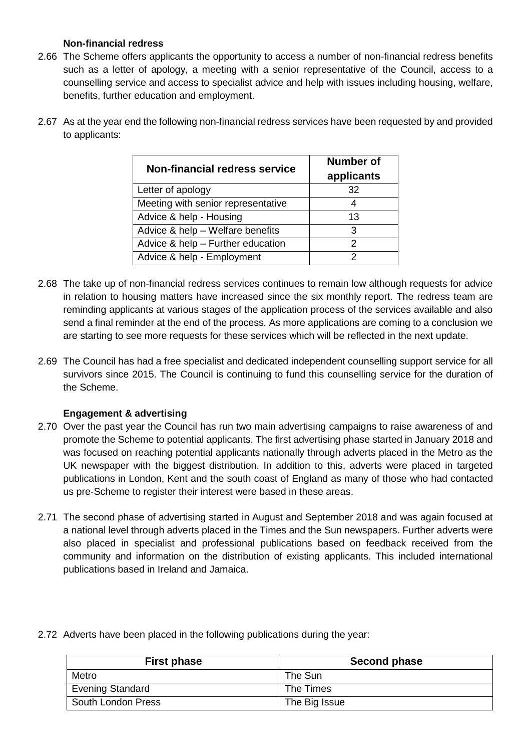**Non-financial redress**

2.66 The Scheme offers applicants the opportunity to access a number of non-financial redress benefits such as a letter of apology, a meeting with a senior representative of the Council, access to a counselling service and access to specialist advice and help with issues including housing, welfare, benefits, further education and employment.

2.67 As at the year end the following non-financial redress services have been requested by and provided to applicants:

| Non-financial redress service | Number of applicants |
|---|---|
| Letter of apology | 32 |
| Meeting with senior representative | 4 |
| Advice & help - Housing | 13 |
| Advice & help – Welfare benefits | 3 |
| Advice & help – Further education | 2 |
| Advice & help - Employment | 2 |

2.68 The take up of non-financial redress services continues to remain low although requests for advice in relation to housing matters have increased since the six monthly report. The redress team are reminding applicants at various stages of the application process of the services available and also send a final reminder at the end of the process. As more applications are coming to a conclusion we are starting to see more requests for these services which will be reflected in the next update.

2.69 The Council has had a free specialist and dedicated independent counselling support service for all survivors since 2015. The Council is continuing to fund this counselling service for the duration of the Scheme.

**Engagement & advertising**

2.70 Over the past year the Council has run two main advertising campaigns to raise awareness of and promote the Scheme to potential applicants. The first advertising phase started in January 2018 and was focused on reaching potential applicants nationally through adverts placed in the Metro as the UK newspaper with the biggest distribution. In addition to this, adverts were placed in targeted publications in London, Kent and the south coast of England as many of those who had contacted us pre-Scheme to register their interest were based in these areas.

2.71 The second phase of advertising started in August and September 2018 and was again focused at a national level through adverts placed in the Times and the Sun newspapers. Further adverts were also placed in specialist and professional publications based on feedback received from the community and information on the distribution of existing applicants. This included international publications based in Ireland and Jamaica.

2.72 Adverts have been placed in the following publications during the year:

| First phase | Second phase |
|---|---|
| Metro | The Sun |
| Evening Standard | The Times |
| South London Press | The Big Issue |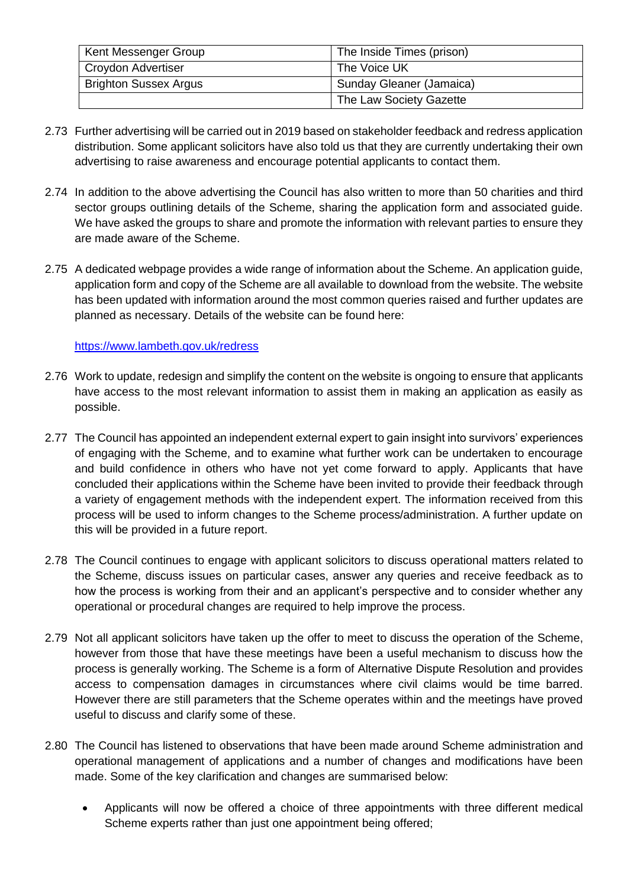| Kent Messenger Group | The Inside Times (prison) |
|---|---|
| Croydon Advertiser | The Voice UK |
| Brighton Sussex Argus | Sunday Gleaner (Jamaica) |
| | The Law Society Gazette |

2.73 Further advertising will be carried out in 2019 based on stakeholder feedback and redress application distribution. Some applicant solicitors have also told us that they are currently undertaking their own advertising to raise awareness and encourage potential applicants to contact them.

2.74 In addition to the above advertising the Council has also written to more than 50 charities and third sector groups outlining details of the Scheme, sharing the application form and associated guide. We have asked the groups to share and promote the information with relevant parties to ensure they are made aware of the Scheme.

2.75 A dedicated webpage provides a wide range of information about the Scheme. An application guide, application form and copy of the Scheme are all available to download from the website. The website has been updated with information around the most common queries raised and further updates are planned as necessary. Details of the website can be found here:

https://www.lambeth.gov.uk/redress

2.76 Work to update, redesign and simplify the content on the website is ongoing to ensure that applicants have access to the most relevant information to assist them in making an application as easily as possible.

2.77 The Council has appointed an independent external expert to gain insight into survivors' experiences of engaging with the Scheme, and to examine what further work can be undertaken to encourage and build confidence in others who have not yet come forward to apply. Applicants that have concluded their applications within the Scheme have been invited to provide their feedback through a variety of engagement methods with the independent expert. The information received from this process will be used to inform changes to the Scheme process/administration. A further update on this will be provided in a future report.

2.78 The Council continues to engage with applicant solicitors to discuss operational matters related to the Scheme, discuss issues on particular cases, answer any queries and receive feedback as to how the process is working from their and an applicant's perspective and to consider whether any operational or procedural changes are required to help improve the process.

2.79 Not all applicant solicitors have taken up the offer to meet to discuss the operation of the Scheme, however from those that have these meetings have been a useful mechanism to discuss how the process is generally working. The Scheme is a form of Alternative Dispute Resolution and provides access to compensation damages in circumstances where civil claims would be time barred. However there are still parameters that the Scheme operates within and the meetings have proved useful to discuss and clarify some of these.

2.80 The Council has listened to observations that have been made around Scheme administration and operational management of applications and a number of changes and modifications have been made. Some of the key clarification and changes are summarised below:

- Applicants will now be offered a choice of three appointments with three different medical Scheme experts rather than just one appointment being offered;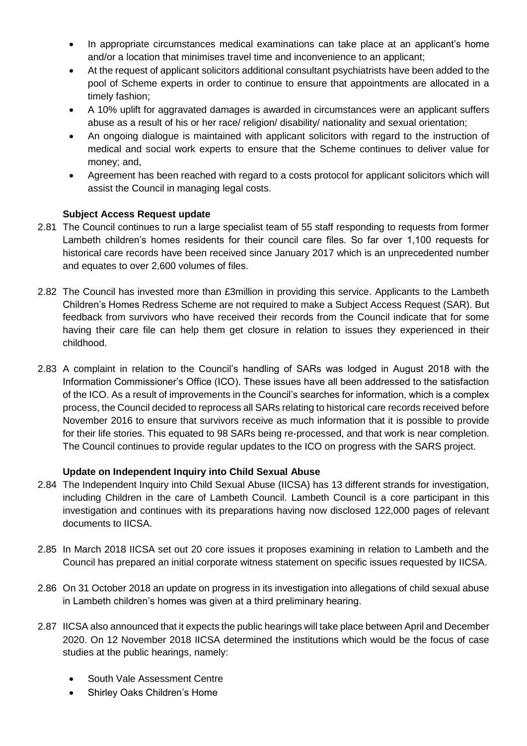- In appropriate circumstances medical examinations can take place at an applicant's home and/or a location that minimises travel time and inconvenience to an applicant;
- At the request of applicant solicitors additional consultant psychiatrists have been added to the pool of Scheme experts in order to continue to ensure that appointments are allocated in a timely fashion;
- A 10% uplift for aggravated damages is awarded in circumstances were an applicant suffers abuse as a result of his or her race/ religion/ disability/ nationality and sexual orientation;
- An ongoing dialogue is maintained with applicant solicitors with regard to the instruction of medical and social work experts to ensure that the Scheme continues to deliver value for money; and,
- Agreement has been reached with regard to a costs protocol for applicant solicitors which will assist the Council in managing legal costs.

**Subject Access Request update**

2.81 The Council continues to run a large specialist team of 55 staff responding to requests from former Lambeth children's homes residents for their council care files. So far over 1,100 requests for historical care records have been received since January 2017 which is an unprecedented number and equates to over 2,600 volumes of files.

2.82 The Council has invested more than £3million in providing this service. Applicants to the Lambeth Children's Homes Redress Scheme are not required to make a Subject Access Request (SAR). But feedback from survivors who have received their records from the Council indicate that for some having their care file can help them get closure in relation to issues they experienced in their childhood.

2.83 A complaint in relation to the Council's handling of SARs was lodged in August 2018 with the Information Commissioner's Office (ICO). These issues have all been addressed to the satisfaction of the ICO. As a result of improvements in the Council's searches for information, which is a complex process, the Council decided to reprocess all SARs relating to historical care records received before November 2016 to ensure that survivors receive as much information that it is possible to provide for their life stories. This equated to 98 SARs being re-processed, and that work is near completion. The Council continues to provide regular updates to the ICO on progress with the SARS project.

**Update on Independent Inquiry into Child Sexual Abuse**

2.84 The Independent Inquiry into Child Sexual Abuse (IICSA) has 13 different strands for investigation, including Children in the care of Lambeth Council. Lambeth Council is a core participant in this investigation and continues with its preparations having now disclosed 122,000 pages of relevant documents to IICSA.

2.85 In March 2018 IICSA set out 20 core issues it proposes examining in relation to Lambeth and the Council has prepared an initial corporate witness statement on specific issues requested by IICSA.

2.86 On 31 October 2018 an update on progress in its investigation into allegations of child sexual abuse in Lambeth children's homes was given at a third preliminary hearing.

2.87 IICSA also announced that it expects the public hearings will take place between April and December 2020. On 12 November 2018 IICSA determined the institutions which would be the focus of case studies at the public hearings, namely:

- South Vale Assessment Centre
- Shirley Oaks Children's Home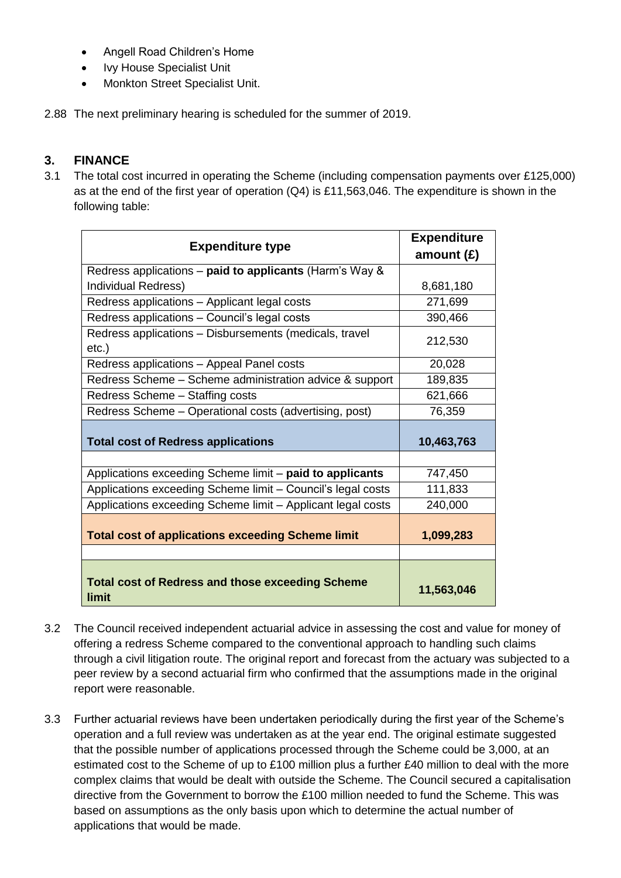- Angell Road Children's Home
- Ivy House Specialist Unit
- Monkton Street Specialist Unit.

2.88 The next preliminary hearing is scheduled for the summer of 2019.

## 3. FINANCE

3.1 The total cost incurred in operating the Scheme (including compensation payments over £125,000) as at the end of the first year of operation (Q4) is £11,563,046. The expenditure is shown in the following table:

| Expenditure type | Expenditure amount (£) |
|---|---|
| Redress applications – **paid to applicants** (Harm's Way & Individual Redress) | 8,681,180 |
| Redress applications – Applicant legal costs | 271,699 |
| Redress applications – Council's legal costs | 390,466 |
| Redress applications – Disbursements (medicals, travel etc.) | 212,530 |
| Redress applications – Appeal Panel costs | 20,028 |
| Redress Scheme – Scheme administration advice & support | 189,835 |
| Redress Scheme – Staffing costs | 621,666 |
| Redress Scheme – Operational costs (advertising, post) | 76,359 |
| **Total cost of Redress applications** | **10,463,763** |
| | |
| Applications exceeding Scheme limit – **paid to applicants** | 747,450 |
| Applications exceeding Scheme limit – Council's legal costs | 111,833 |
| Applications exceeding Scheme limit – Applicant legal costs | 240,000 |
| **Total cost of applications exceeding Scheme limit** | **1,099,283** |
| | |
| **Total cost of Redress and those exceeding Scheme limit** | **11,563,046** |

3.2 The Council received independent actuarial advice in assessing the cost and value for money of offering a redress Scheme compared to the conventional approach to handling such claims through a civil litigation route. The original report and forecast from the actuary was subjected to a peer review by a second actuarial firm who confirmed that the assumptions made in the original report were reasonable.

3.3 Further actuarial reviews have been undertaken periodically during the first year of the Scheme's operation and a full review was undertaken as at the year end. The original estimate suggested that the possible number of applications processed through the Scheme could be 3,000, at an estimated cost to the Scheme of up to £100 million plus a further £40 million to deal with the more complex claims that would be dealt with outside the Scheme. The Council secured a capitalisation directive from the Government to borrow the £100 million needed to fund the Scheme. This was based on assumptions as the only basis upon which to determine the actual number of applications that would be made.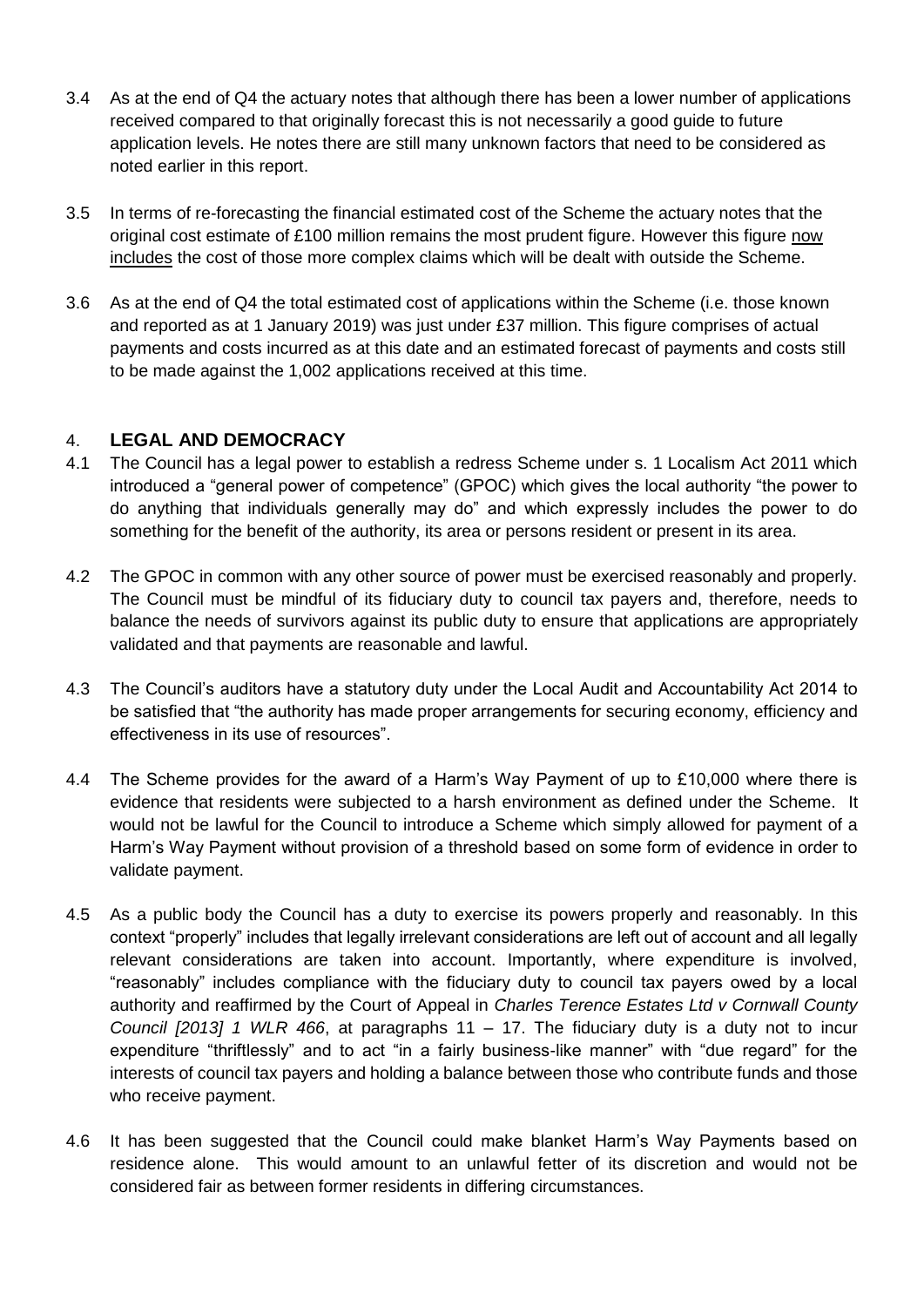3.4 As at the end of Q4 the actuary notes that although there has been a lower number of applications received compared to that originally forecast this is not necessarily a good guide to future application levels. He notes there are still many unknown factors that need to be considered as noted earlier in this report.

3.5 In terms of re-forecasting the financial estimated cost of the Scheme the actuary notes that the original cost estimate of £100 million remains the most prudent figure. However this figure <u>now includes</u> the cost of those more complex claims which will be dealt with outside the Scheme.

3.6 As at the end of Q4 the total estimated cost of applications within the Scheme (i.e. those known and reported as at 1 January 2019) was just under £37 million. This figure comprises of actual payments and costs incurred as at this date and an estimated forecast of payments and costs still to be made against the 1,002 applications received at this time.

## 4. LEGAL AND DEMOCRACY

4.1 The Council has a legal power to establish a redress Scheme under s. 1 Localism Act 2011 which introduced a "general power of competence" (GPOC) which gives the local authority "the power to do anything that individuals generally may do" and which expressly includes the power to do something for the benefit of the authority, its area or persons resident or present in its area.

4.2 The GPOC in common with any other source of power must be exercised reasonably and properly. The Council must be mindful of its fiduciary duty to council tax payers and, therefore, needs to balance the needs of survivors against its public duty to ensure that applications are appropriately validated and that payments are reasonable and lawful.

4.3 The Council's auditors have a statutory duty under the Local Audit and Accountability Act 2014 to be satisfied that "the authority has made proper arrangements for securing economy, efficiency and effectiveness in its use of resources".

4.4 The Scheme provides for the award of a Harm's Way Payment of up to £10,000 where there is evidence that residents were subjected to a harsh environment as defined under the Scheme. It would not be lawful for the Council to introduce a Scheme which simply allowed for payment of a Harm's Way Payment without provision of a threshold based on some form of evidence in order to validate payment.

4.5 As a public body the Council has a duty to exercise its powers properly and reasonably. In this context "properly" includes that legally irrelevant considerations are left out of account and all legally relevant considerations are taken into account. Importantly, where expenditure is involved, "reasonably" includes compliance with the fiduciary duty to council tax payers owed by a local authority and reaffirmed by the Court of Appeal in *Charles Terence Estates Ltd v Cornwall County Council [2013] 1 WLR 466*, at paragraphs 11 – 17. The fiduciary duty is a duty not to incur expenditure "thriftlessly" and to act "in a fairly business-like manner" with "due regard" for the interests of council tax payers and holding a balance between those who contribute funds and those who receive payment.

4.6 It has been suggested that the Council could make blanket Harm's Way Payments based on residence alone. This would amount to an unlawful fetter of its discretion and would not be considered fair as between former residents in differing circumstances.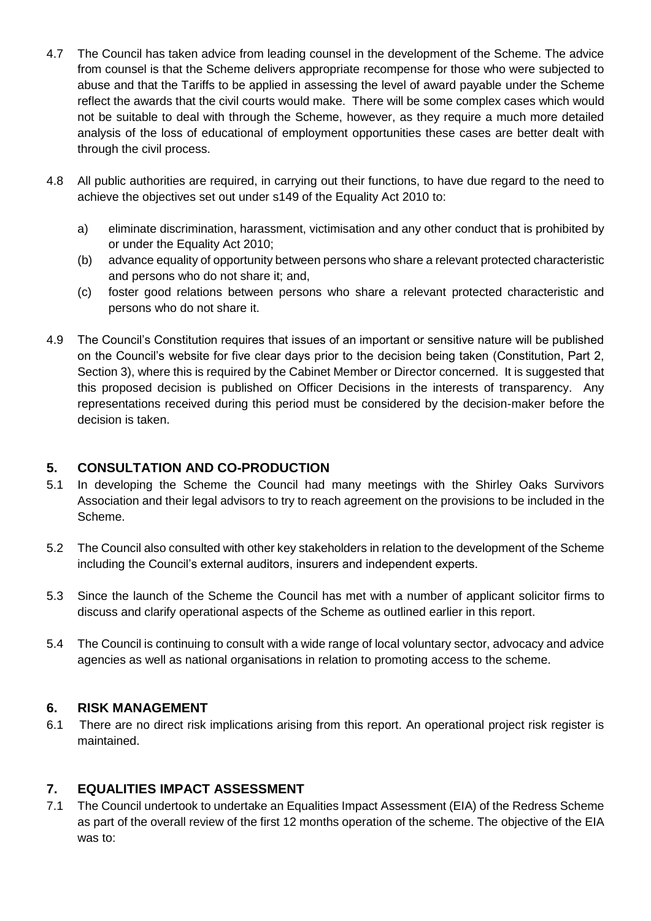4.7 The Council has taken advice from leading counsel in the development of the Scheme. The advice from counsel is that the Scheme delivers appropriate recompense for those who were subjected to abuse and that the Tariffs to be applied in assessing the level of award payable under the Scheme reflect the awards that the civil courts would make. There will be some complex cases which would not be suitable to deal with through the Scheme, however, as they require a much more detailed analysis of the loss of educational of employment opportunities these cases are better dealt with through the civil process.

4.8 All public authorities are required, in carrying out their functions, to have due regard to the need to achieve the objectives set out under s149 of the Equality Act 2010 to:

a) eliminate discrimination, harassment, victimisation and any other conduct that is prohibited by or under the Equality Act 2010;

(b) advance equality of opportunity between persons who share a relevant protected characteristic and persons who do not share it; and,

(c) foster good relations between persons who share a relevant protected characteristic and persons who do not share it.

4.9 The Council's Constitution requires that issues of an important or sensitive nature will be published on the Council's website for five clear days prior to the decision being taken (Constitution, Part 2, Section 3), where this is required by the Cabinet Member or Director concerned. It is suggested that this proposed decision is published on Officer Decisions in the interests of transparency. Any representations received during this period must be considered by the decision-maker before the decision is taken.

## 5. CONSULTATION AND CO-PRODUCTION

5.1 In developing the Scheme the Council had many meetings with the Shirley Oaks Survivors Association and their legal advisors to try to reach agreement on the provisions to be included in the Scheme.

5.2 The Council also consulted with other key stakeholders in relation to the development of the Scheme including the Council's external auditors, insurers and independent experts.

5.3 Since the launch of the Scheme the Council has met with a number of applicant solicitor firms to discuss and clarify operational aspects of the Scheme as outlined earlier in this report.

5.4 The Council is continuing to consult with a wide range of local voluntary sector, advocacy and advice agencies as well as national organisations in relation to promoting access to the scheme.

## 6. RISK MANAGEMENT

6.1 There are no direct risk implications arising from this report. An operational project risk register is maintained.

## 7. EQUALITIES IMPACT ASSESSMENT

7.1 The Council undertook to undertake an Equalities Impact Assessment (EIA) of the Redress Scheme as part of the overall review of the first 12 months operation of the scheme. The objective of the EIA was to: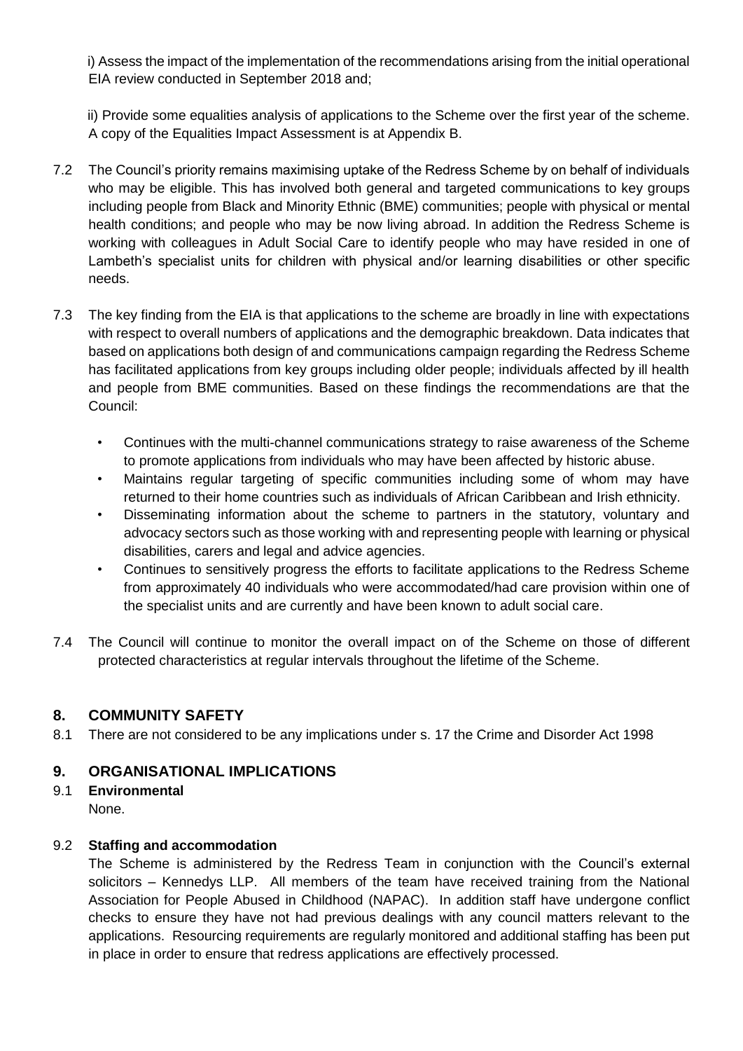i) Assess the impact of the implementation of the recommendations arising from the initial operational EIA review conducted in September 2018 and;

ii) Provide some equalities analysis of applications to the Scheme over the first year of the scheme. A copy of the Equalities Impact Assessment is at Appendix B.

7.2 The Council's priority remains maximising uptake of the Redress Scheme by on behalf of individuals who may be eligible. This has involved both general and targeted communications to key groups including people from Black and Minority Ethnic (BME) communities; people with physical or mental health conditions; and people who may be now living abroad. In addition the Redress Scheme is working with colleagues in Adult Social Care to identify people who may have resided in one of Lambeth's specialist units for children with physical and/or learning disabilities or other specific needs.

7.3 The key finding from the EIA is that applications to the scheme are broadly in line with expectations with respect to overall numbers of applications and the demographic breakdown. Data indicates that based on applications both design of and communications campaign regarding the Redress Scheme has facilitated applications from key groups including older people; individuals affected by ill health and people from BME communities. Based on these findings the recommendations are that the Council:

- Continues with the multi-channel communications strategy to raise awareness of the Scheme to promote applications from individuals who may have been affected by historic abuse.
- Maintains regular targeting of specific communities including some of whom may have returned to their home countries such as individuals of African Caribbean and Irish ethnicity.
- Disseminating information about the scheme to partners in the statutory, voluntary and advocacy sectors such as those working with and representing people with learning or physical disabilities, carers and legal and advice agencies.
- Continues to sensitively progress the efforts to facilitate applications to the Redress Scheme from approximately 40 individuals who were accommodated/had care provision within one of the specialist units and are currently and have been known to adult social care.

7.4 The Council will continue to monitor the overall impact on of the Scheme on those of different protected characteristics at regular intervals throughout the lifetime of the Scheme.

## 8. COMMUNITY SAFETY

8.1 There are not considered to be any implications under s. 17 the Crime and Disorder Act 1998

## 9. ORGANISATIONAL IMPLICATIONS

9.1 **Environmental**

None.

9.2 **Staffing and accommodation**

The Scheme is administered by the Redress Team in conjunction with the Council's external solicitors – Kennedys LLP. All members of the team have received training from the National Association for People Abused in Childhood (NAPAC). In addition staff have undergone conflict checks to ensure they have not had previous dealings with any council matters relevant to the applications. Resourcing requirements are regularly monitored and additional staffing has been put in place in order to ensure that redress applications are effectively processed.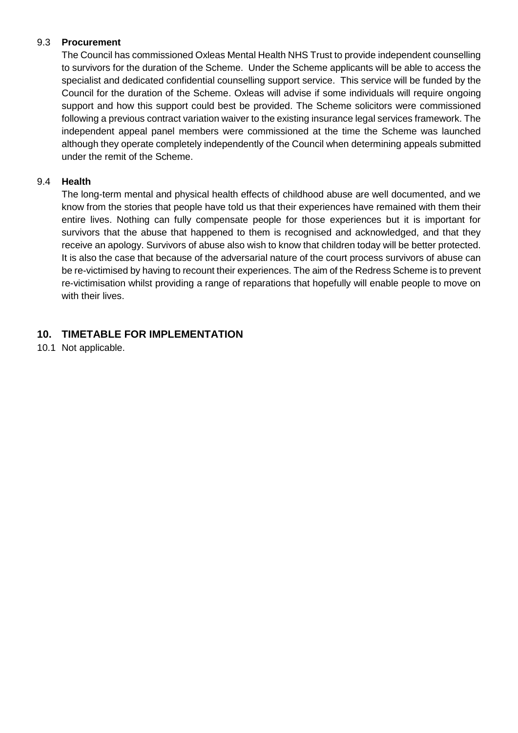### 9.3 Procurement

The Council has commissioned Oxleas Mental Health NHS Trust to provide independent counselling to survivors for the duration of the Scheme. Under the Scheme applicants will be able to access the specialist and dedicated confidential counselling support service. This service will be funded by the Council for the duration of the Scheme. Oxleas will advise if some individuals will require ongoing support and how this support could best be provided. The Scheme solicitors were commissioned following a previous contract variation waiver to the existing insurance legal services framework. The independent appeal panel members were commissioned at the time the Scheme was launched although they operate completely independently of the Council when determining appeals submitted under the remit of the Scheme.

### 9.4 Health

The long-term mental and physical health effects of childhood abuse are well documented, and we know from the stories that people have told us that their experiences have remained with them their entire lives. Nothing can fully compensate people for those experiences but it is important for survivors that the abuse that happened to them is recognised and acknowledged, and that they receive an apology. Survivors of abuse also wish to know that children today will be better protected. It is also the case that because of the adversarial nature of the court process survivors of abuse can be re-victimised by having to recount their experiences. The aim of the Redress Scheme is to prevent re-victimisation whilst providing a range of reparations that hopefully will enable people to move on with their lives.

## 10. TIMETABLE FOR IMPLEMENTATION

10.1 Not applicable.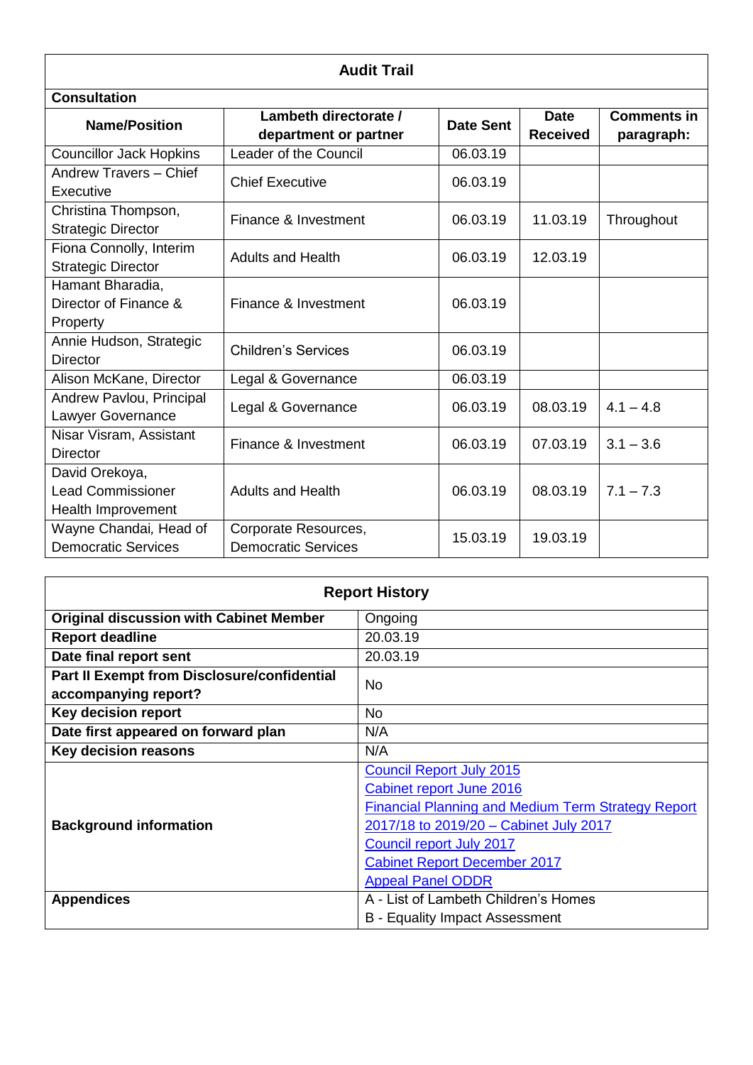## Audit Trail

| Consultation | | | | |
|---|---|---|---|---|
| **Name/Position** | **Lambeth directorate / department or partner** | **Date Sent** | **Date Received** | **Comments in paragraph:** |
| Councillor Jack Hopkins | Leader of the Council | 06.03.19 | | |
| Andrew Travers – Chief Executive | Chief Executive | 06.03.19 | | |
| Christina Thompson, Strategic Director | Finance & Investment | 06.03.19 | 11.03.19 | Throughout |
| Fiona Connolly, Interim Strategic Director | Adults and Health | 06.03.19 | 12.03.19 | |
| Hamant Bharadia, Director of Finance & Property | Finance & Investment | 06.03.19 | | |
| Annie Hudson, Strategic Director | Children's Services | 06.03.19 | | |
| Alison McKane, Director | Legal & Governance | 06.03.19 | | |
| Andrew Pavlou, Principal Lawyer Governance | Legal & Governance | 06.03.19 | 08.03.19 | 4.1 – 4.8 |
| Nisar Visram, Assistant Director | Finance & Investment | 06.03.19 | 07.03.19 | 3.1 – 3.6 |
| David Orekoya, Lead Commissioner Health Improvement | Adults and Health | 06.03.19 | 08.03.19 | 7.1 – 7.3 |
| Wayne Chandai, Head of Democratic Services | Corporate Resources, Democratic Services | 15.03.19 | 19.03.19 | |

## Report History

| | |
|---|---|
| **Original discussion with Cabinet Member** | Ongoing |
| **Report deadline** | 20.03.19 |
| **Date final report sent** | 20.03.19 |
| **Part II Exempt from Disclosure/confidential accompanying report?** | No |
| **Key decision report** | No |
| **Date first appeared on forward plan** | N/A |
| **Key decision reasons** | N/A |
| **Background information** | Council Report July 2015<br>Cabinet report June 2016<br>Financial Planning and Medium Term Strategy Report 2017/18 to 2019/20 – Cabinet July 2017<br>Council report July 2017<br>Cabinet Report December 2017<br>Appeal Panel ODDR |
| **Appendices** | A - List of Lambeth Children's Homes<br>B - Equality Impact Assessment |